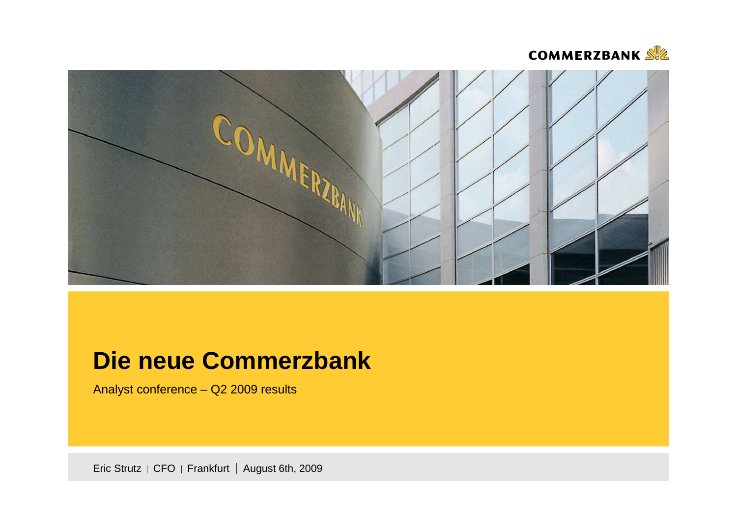COMMERZBANK

# Die neue Commerzbank

Analyst conference – Q2 2009 results

Eric Strutz | CFO | Frankfurt | August 6th, 2009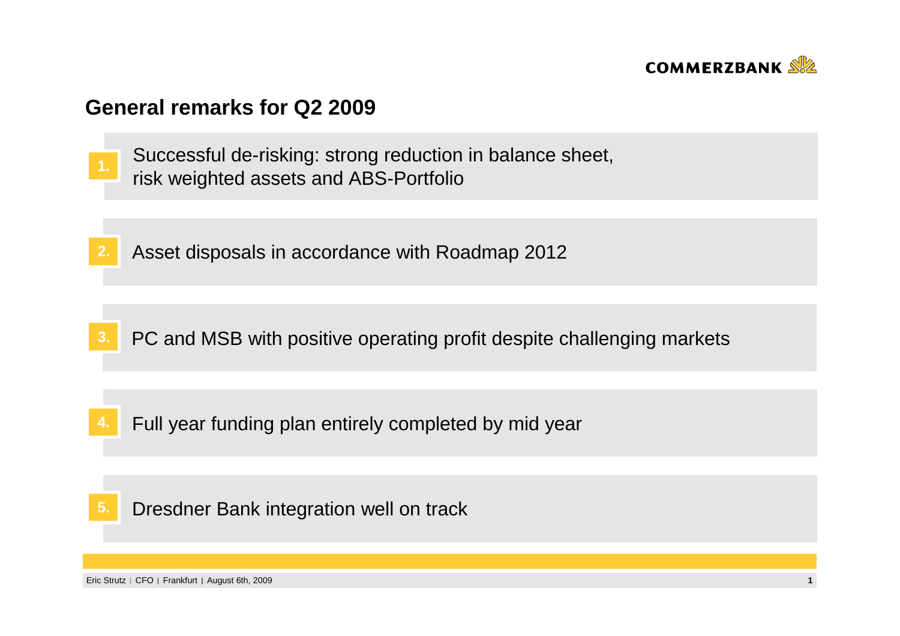## General remarks for Q2 2009

1. Successful de-risking: strong reduction in balance sheet, risk weighted assets and ABS-Portfolio

2. Asset disposals in accordance with Roadmap 2012

3. PC and MSB with positive operating profit despite challenging markets

4. Full year funding plan entirely completed by mid year

5. Dresdner Bank integration well on track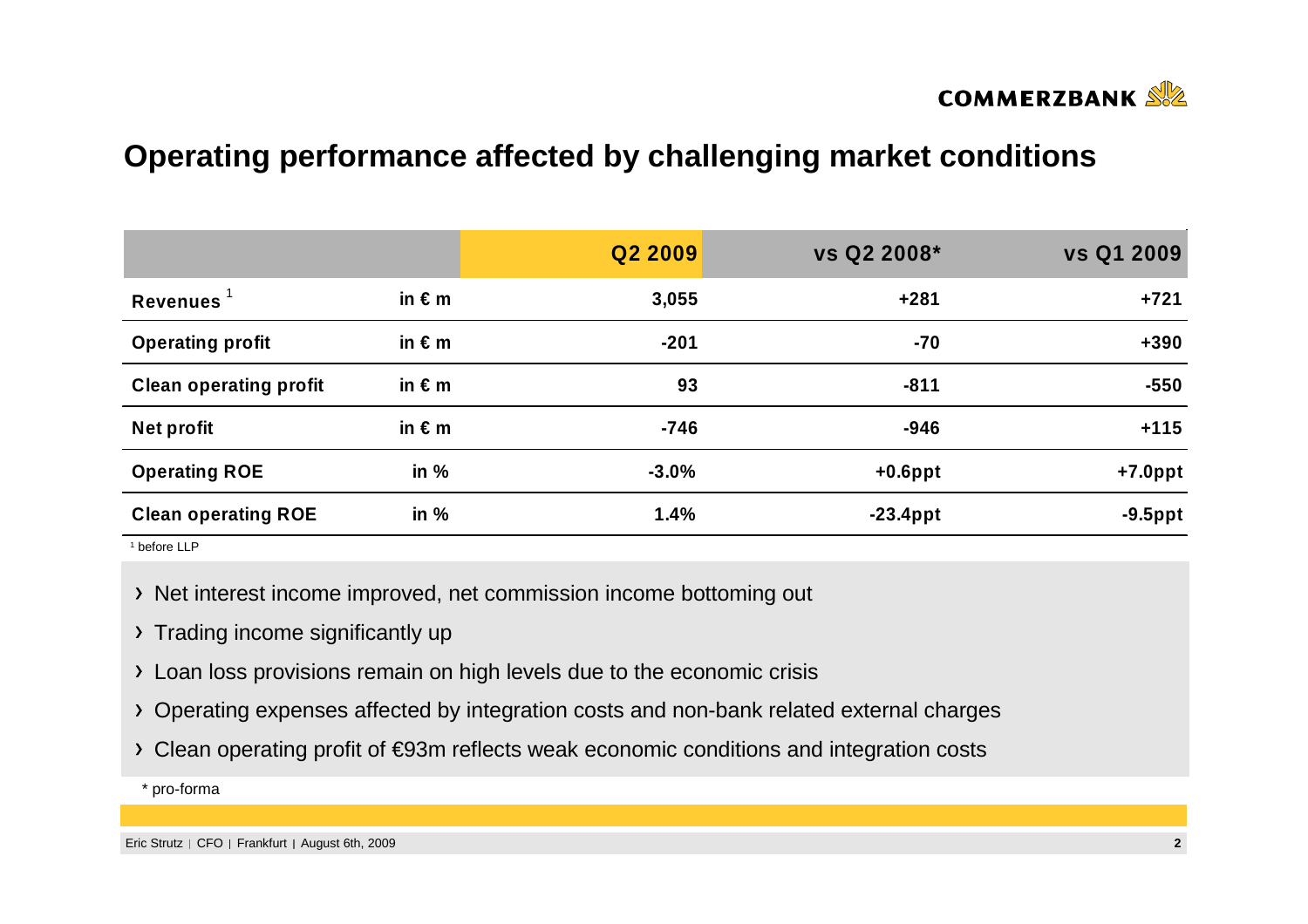# Operating performance affected by challenging market conditions

| | | Q2 2009 | vs Q2 2008* | vs Q1 2009 |
|---|---|---|---|---|
| **Revenues** [1] | in € m | 3,055 | +281 | +721 |
| **Operating profit** | in € m | -201 | -70 | +390 |
| **Clean operating profit** | in € m | 93 | -811 | -550 |
| **Net profit** | in € m | -746 | -946 | +115 |
| **Operating ROE** | in % | -3.0% | +0.6ppt | +7.0ppt |
| **Clean operating ROE** | in % | 1.4% | -23.4ppt | -9.5ppt |

[1] before LLP

- Net interest income improved, net commission income bottoming out
- Trading income significantly up
- Loan loss provisions remain on high levels due to the economic crisis
- Operating expenses affected by integration costs and non-bank related external charges
- Clean operating profit of €93m reflects weak economic conditions and integration costs

\* pro-forma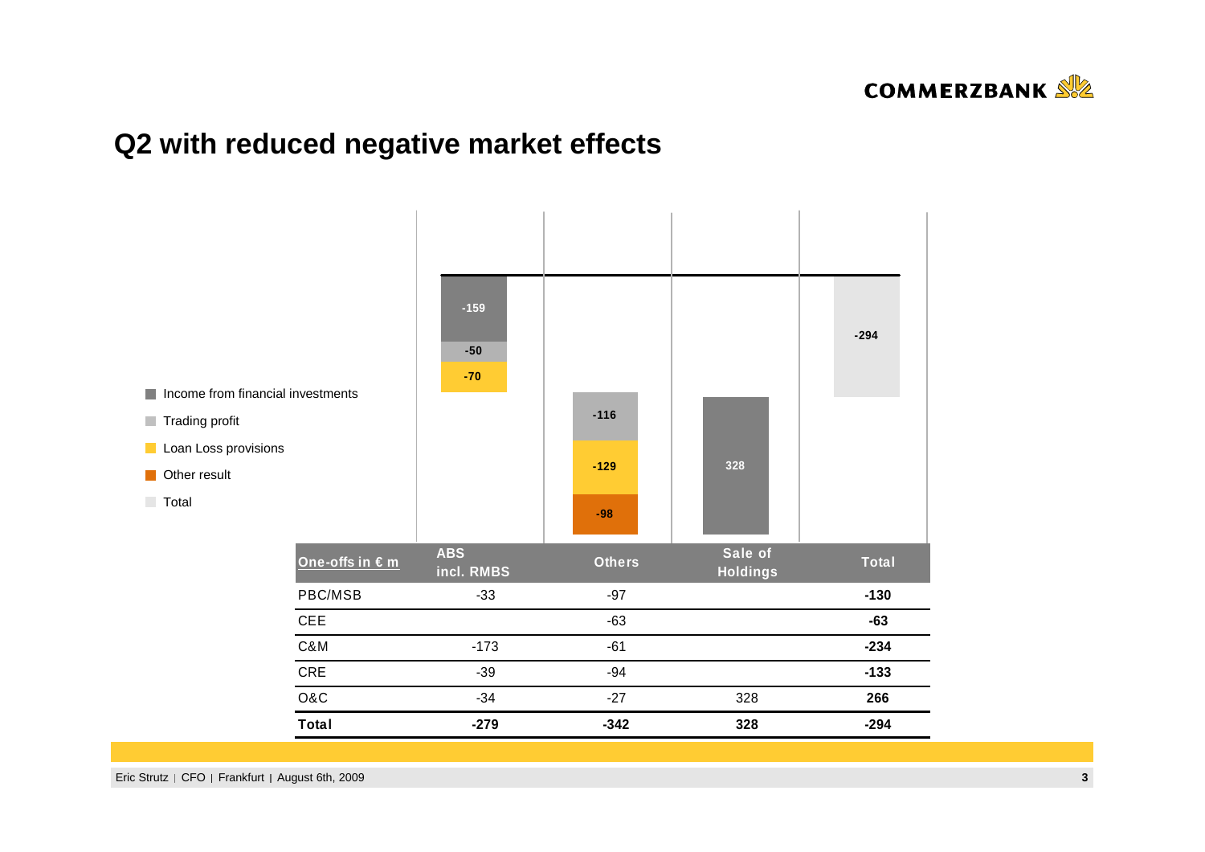# Q2 with reduced negative market effects

- Income from financial investments
- Trading profit
- Loan Loss provisions
- Other result
- Total

| ABS incl. RMBS | Others | Sale of Holdings | Total |
|---|---|---|---|
| -159 (Income from financial investments) | -116 (Trading profit) | 328 (Income from financial investments) | -294 |
| -50 (Trading profit) | -129 (Loan Loss provisions) | | |
| -70 (Loan Loss provisions) | -98 (Other result) | | |

| One-offs in € m | ABS incl. RMBS | Others | Sale of Holdings | Total |
|---|---|---|---|---|
| PBC/MSB | -33 | -97 | | **-130** |
| CEE | | -63 | | **-63** |
| C&M | -173 | -61 | | **-234** |
| CRE | -39 | -94 | | **-133** |
| O&C | -34 | -27 | 328 | **266** |
| **Total** | **-279** | **-342** | **328** | **-294** |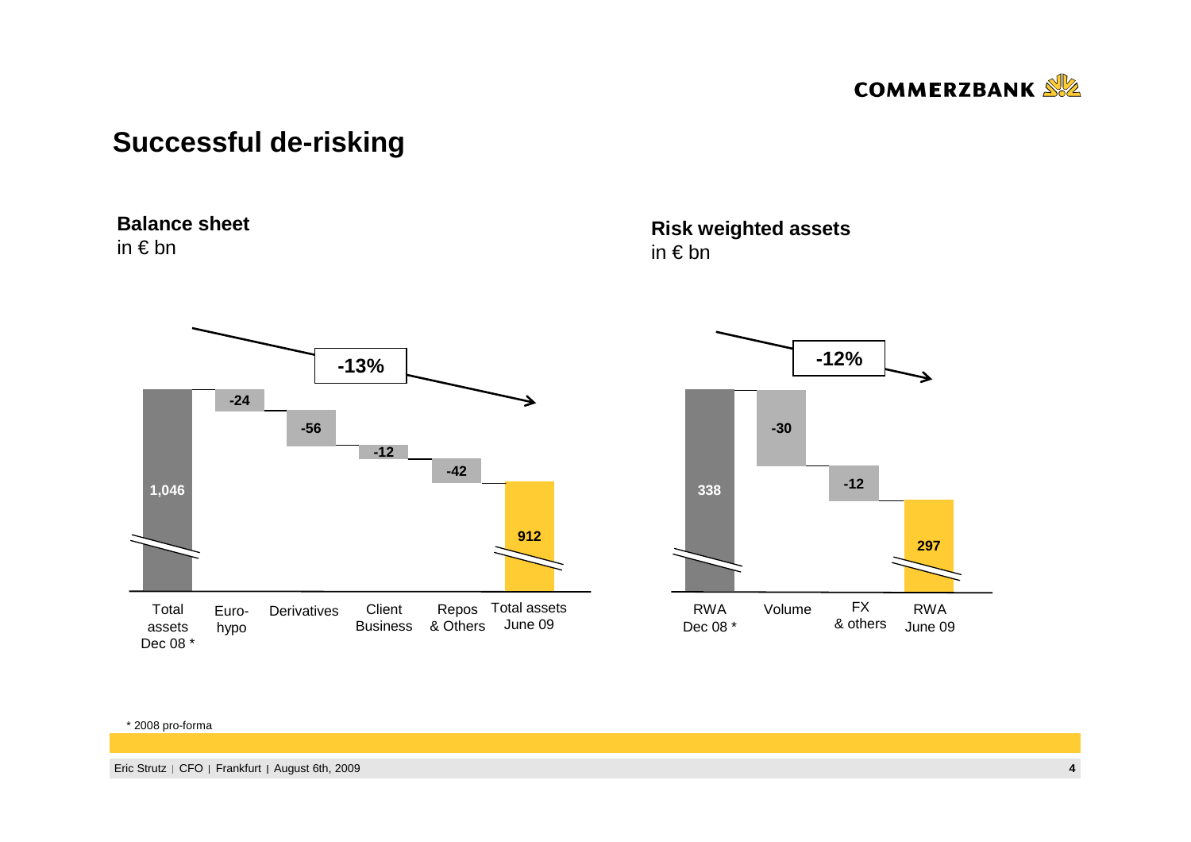# Successful de-risking

**Balance sheet**
in € bn

| Total assets Dec 08 * | Euro-hypo | Derivatives | Client Business | Repos & Others | Total assets June 09 |
|---|---|---|---|---|---|
| 1,046 | -24 | -56 | -12 | -42 | 912 |

-13%

**Risk weighted assets**
in € bn

| RWA Dec 08 * | Volume | FX & others | RWA June 09 |
|---|---|---|---|
| 338 | -30 | -12 | 297 |

-12%

* 2008 pro-forma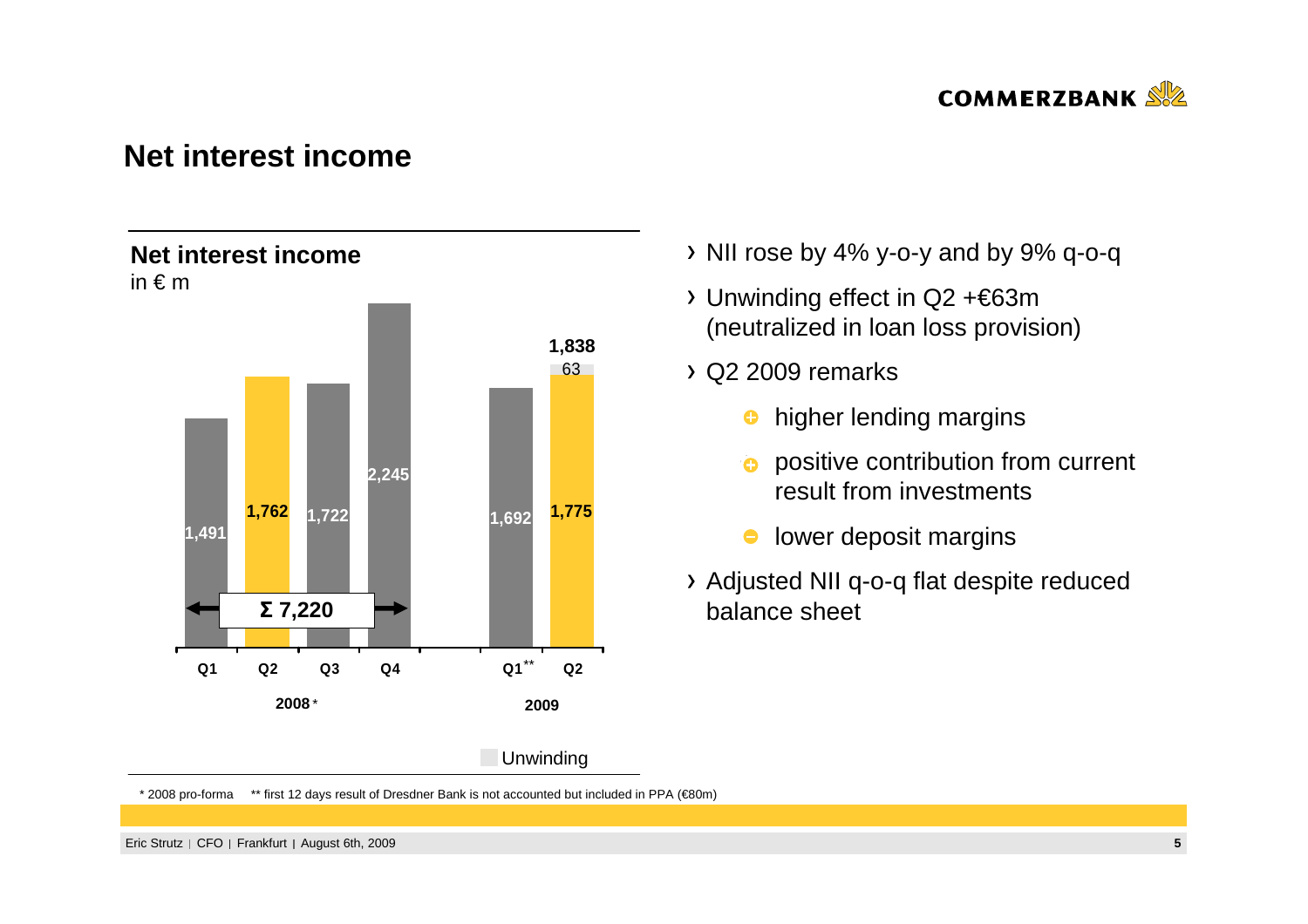# Net interest income

## Net interest income

in € m

| | 2008* Q1 | 2008* Q2 | 2008* Q3 | 2008* Q4 | 2009 Q1** | 2009 Q2 |
|---|---|---|---|---|---|---|
| Net interest income | 1,491 | 1,762 | 1,722 | 2,245 | 1,692 | 1,775 |
| Unwinding | | | | | | 63 |
| Total | | | | | | 1,838 |

Σ 7,220 (2008 Q1–Q4)

- NII rose by 4% y-o-y and by 9% q-o-q
- Unwinding effect in Q2 +€63m (neutralized in loan loss provision)
- Q2 2009 remarks
  - + higher lending margins
  - + positive contribution from current result from investments
  - − lower deposit margins
- Adjusted NII q-o-q flat despite reduced balance sheet

* 2008 pro-forma ** first 12 days result of Dresdner Bank is not accounted but included in PPA (€80m)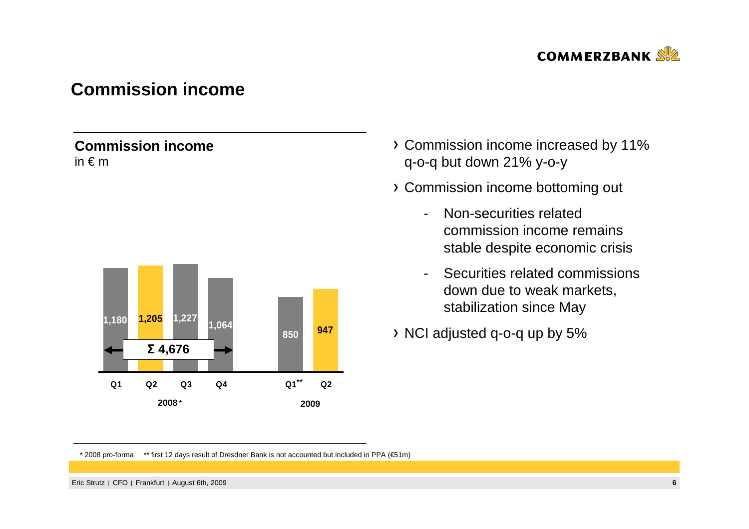# Commission income

## Commission income

in € m

| | 2008* | | | | 2009 | |
|---|---|---|---|---|---|---|
| | Q1 | Q2 | Q3 | Q4 | Q1** | Q2 |
| Commission income | 1,180 | 1,205 | 1,227 | 1,064 | 850 | 947 |

Σ 4,676 (2008)

- Commission income increased by 11% q-o-q but down 21% y-o-y
- Commission income bottoming out
  - Non-securities related commission income remains stable despite economic crisis
  - Securities related commissions down due to weak markets, stabilization since May
- NCI adjusted q-o-q up by 5%

\* 2008 pro-forma  ** first 12 days result of Dresdner Bank is not accounted but included in PPA (€51m)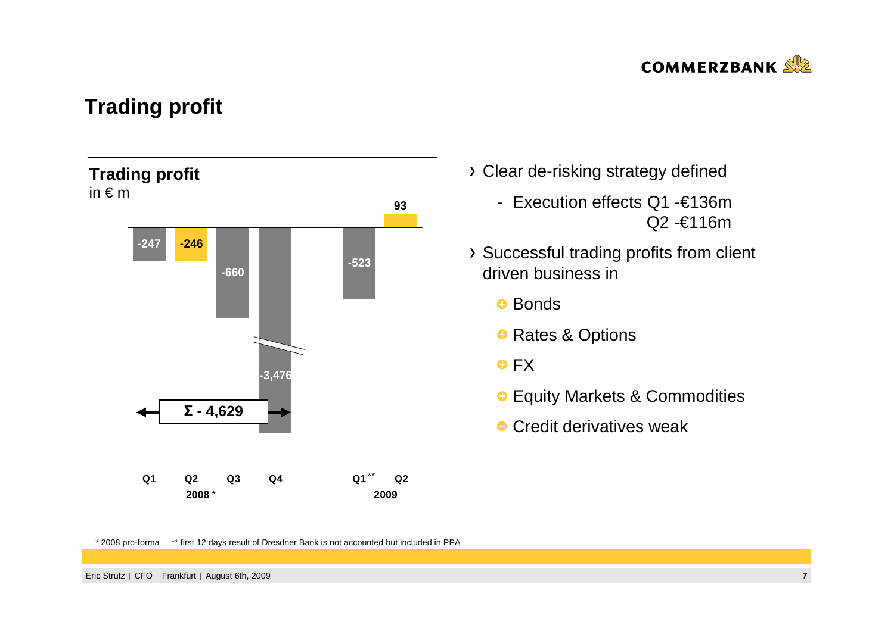# Trading profit

## Trading profit

in € m

| | Q1 2008* | Q2 2008* | Q3 2008* | Q4 2008* | Q1** 2009 | Q2 2009 |
|---|---|---|---|---|---|---|
| Trading profit | -247 | -246 | -660 | -3,476 | -523 | 93 |

Σ - 4,629

- Clear de-risking strategy defined
  - Execution effects Q1 -€136m
    Q2 -€116m
- Successful trading profits from client driven business in
  - Bonds
  - Rates & Options
  - FX
  - Equity Markets & Commodities
  - Credit derivatives weak

* 2008 pro-forma    ** first 12 days result of Dresdner Bank is not accounted but included in PPA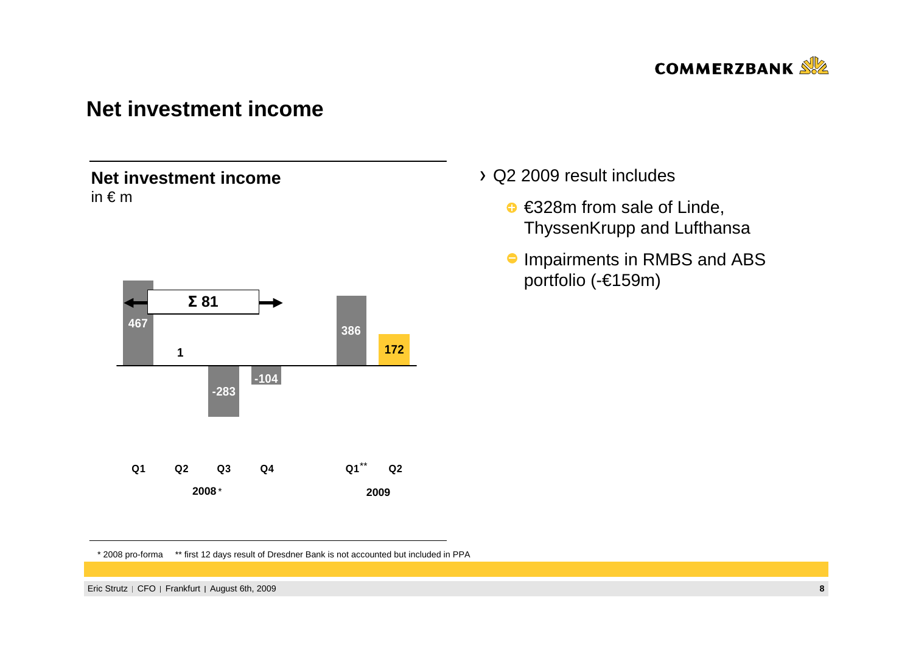# Net investment income

## Net investment income

in € m

| | Q1 | Q2 | Q3 | Q4 | Q1** | Q2 |
|---|---|---|---|---|---|---|
| | 2008* | | | | 2009 | |
| Net investment income | 467 | 1 | -283 | -104 | 386 | 172 |

Σ 81

- Q2 2009 result includes
  - €328m from sale of Linde, ThyssenKrupp and Lufthansa
  - Impairments in RMBS and ABS portfolio (-€159m)

\* 2008 pro-forma  ** first 12 days result of Dresdner Bank is not accounted but included in PPA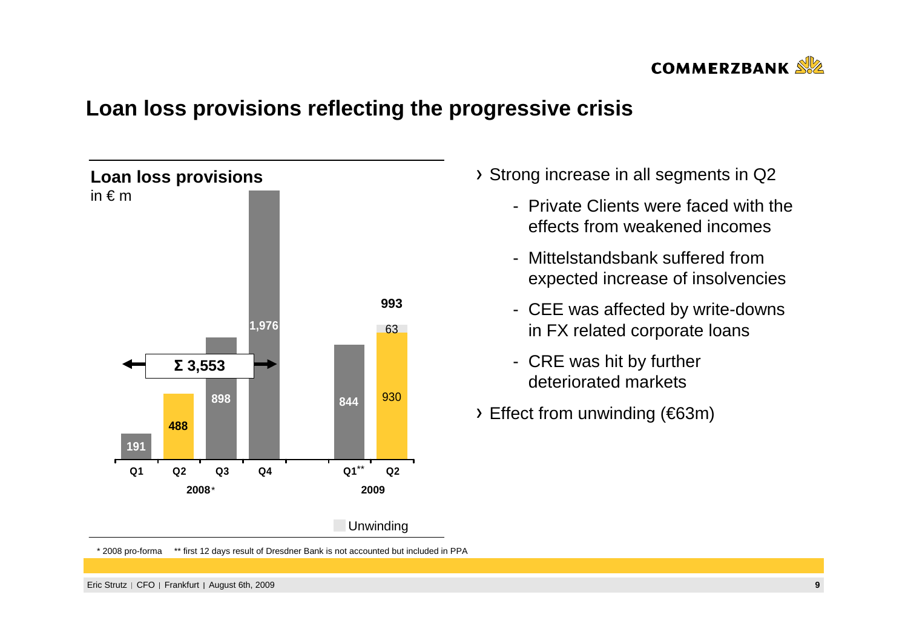# Loan loss provisions reflecting the progressive crisis

## Loan loss provisions

in € m

| | Q1 2008* | Q2 2008* | Q3 2008* | Q4 2008* | Q1 2009** | Q2 2009 |
|---|---|---|---|---|---|---|
| Loan loss provisions | 191 | 488 | 898 | 1,976 | 844 | 930 |
| Unwinding | | | | | | 63 |
| Total | | | | | | 993 |

Σ 3,553 (2008)

- Strong increase in all segments in Q2
  - Private Clients were faced with the effects from weakened incomes
  - Mittelstandsbank suffered from expected increase of insolvencies
  - CEE was affected by write-downs in FX related corporate loans
  - CRE was hit by further deteriorated markets
- Effect from unwinding (€63m)

\* 2008 pro-forma  \*\* first 12 days result of Dresdner Bank is not accounted but included in PPA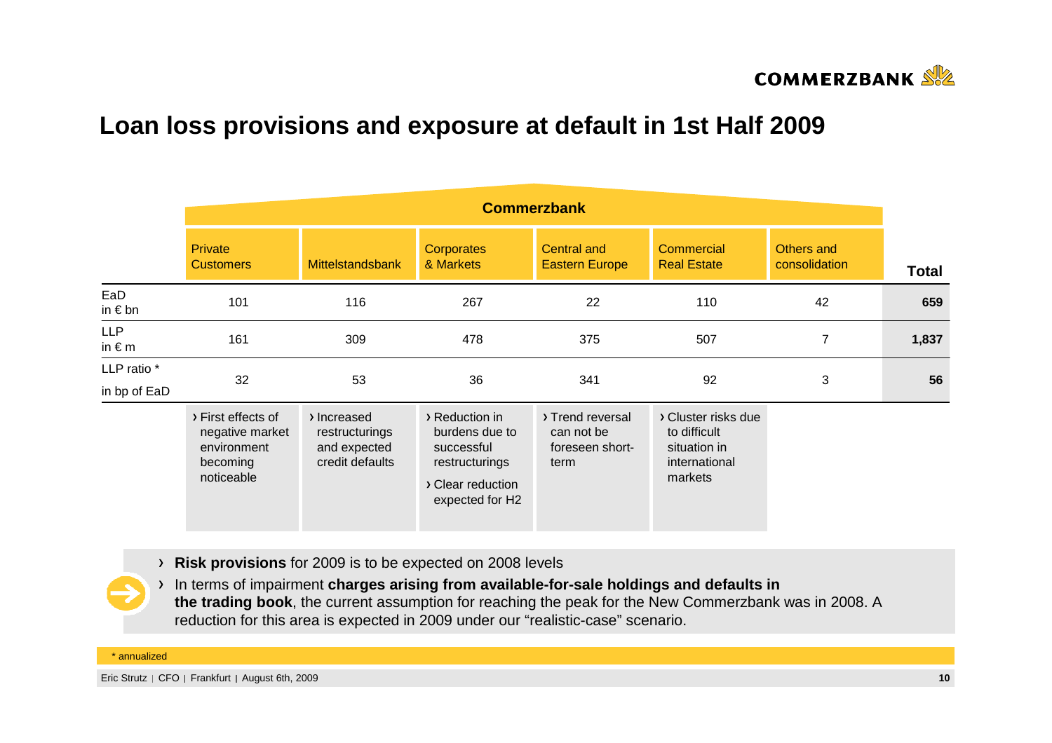# Loan loss provisions and exposure at default in 1st Half 2009

| | Commerzbank | | | | | | |
|---|---|---|---|---|---|---|---|
| | Private Customers | Mittelstandsbank | Corporates & Markets | Central and Eastern Europe | Commercial Real Estate | Others and consolidation | **Total** |
| EaD in € bn | 101 | 116 | 267 | 22 | 110 | 42 | **659** |
| LLP in € m | 161 | 309 | 478 | 375 | 507 | 7 | **1,837** |
| LLP ratio * in bp of EaD | 32 | 53 | 36 | 341 | 92 | 3 | **56** |
| | › First effects of negative market environment becoming noticeable | › Increased restructurings and expected credit defaults | › Reduction in burdens due to successful restructurings › Clear reduction expected for H2 | › Trend reversal can not be foreseen short-term | › Cluster risks due to difficult situation in international markets | | |

- **Risk provisions** for 2009 is to be expected on 2008 levels
- In terms of impairment **charges arising from available-for-sale holdings and defaults in the trading book**, the current assumption for reaching the peak for the New Commerzbank was in 2008. A reduction for this area is expected in 2009 under our "realistic-case" scenario.

* annualized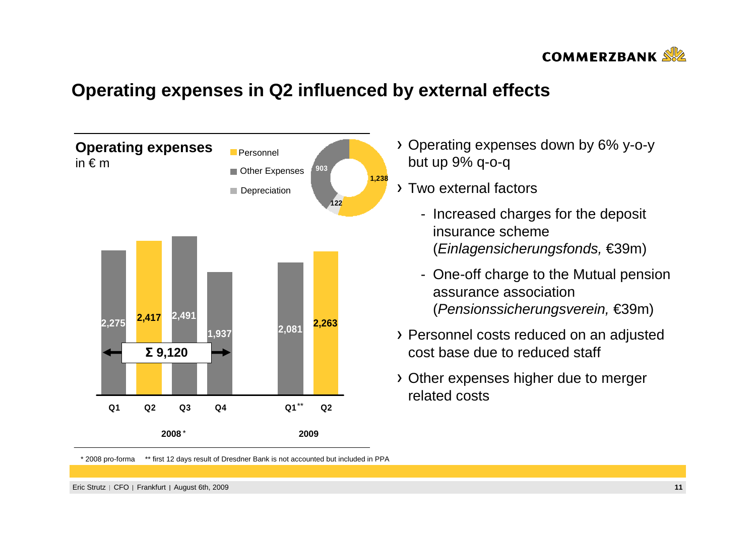# Operating expenses in Q2 influenced by external effects

**Operating expenses**
in € m

| | Personnel | Other Expenses | Depreciation |
|---|---|---|---|
| Q2 2009 | 1,238 | 903 | 122 |

| | 2008* Q1 | 2008* Q2 | 2008* Q3 | 2008* Q4 | 2009 Q1** | 2009 Q2 |
|---|---|---|---|---|---|---|
| Operating expenses | 2,275 | 2,417 | 2,491 | 1,937 | 2,081 | 2,263 |

Σ 9,120 (2008)

- Operating expenses down by 6% y-o-y but up 9% q-o-q
- Two external factors
  - Increased charges for the deposit insurance scheme (*Einlagensicherungsfonds,* €39m)
  - One-off charge to the Mutual pension assurance association (*Pensionssicherungsverein,* €39m)
- Personnel costs reduced on an adjusted cost base due to reduced staff
- Other expenses higher due to merger related costs

\* 2008 pro-forma  ** first 12 days result of Dresdner Bank is not accounted but included in PPA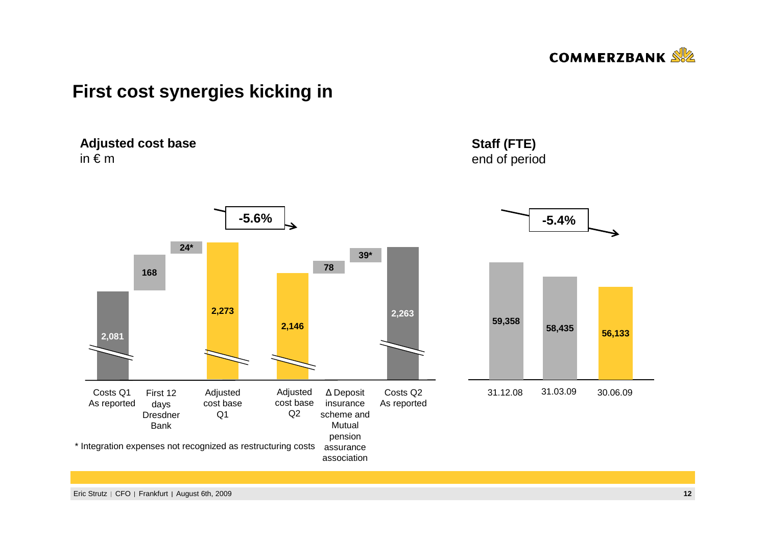# First cost synergies kicking in

## Adjusted cost base
in € m

| Costs Q1 As reported | First 12 days Dresdner Bank | | Adjusted cost base Q1 | Adjusted cost base Q2 | Δ Deposit insurance scheme and Mutual pension assurance association | | Costs Q2 As reported |
|---|---|---|---|---|---|---|---|
| 2,081 | 168 | 24* | 2,273 | 2,146 | 78 | 39* | 2,263 |

-5.6%

\* Integration expenses not recognized as restructuring costs

## Staff (FTE)
end of period

| 31.12.08 | 31.03.09 | 30.06.09 |
|---|---|---|
| 59,358 | 58,435 | 56,133 |

-5.4%

Eric Strutz | CFO | Frankfurt | August 6th, 2009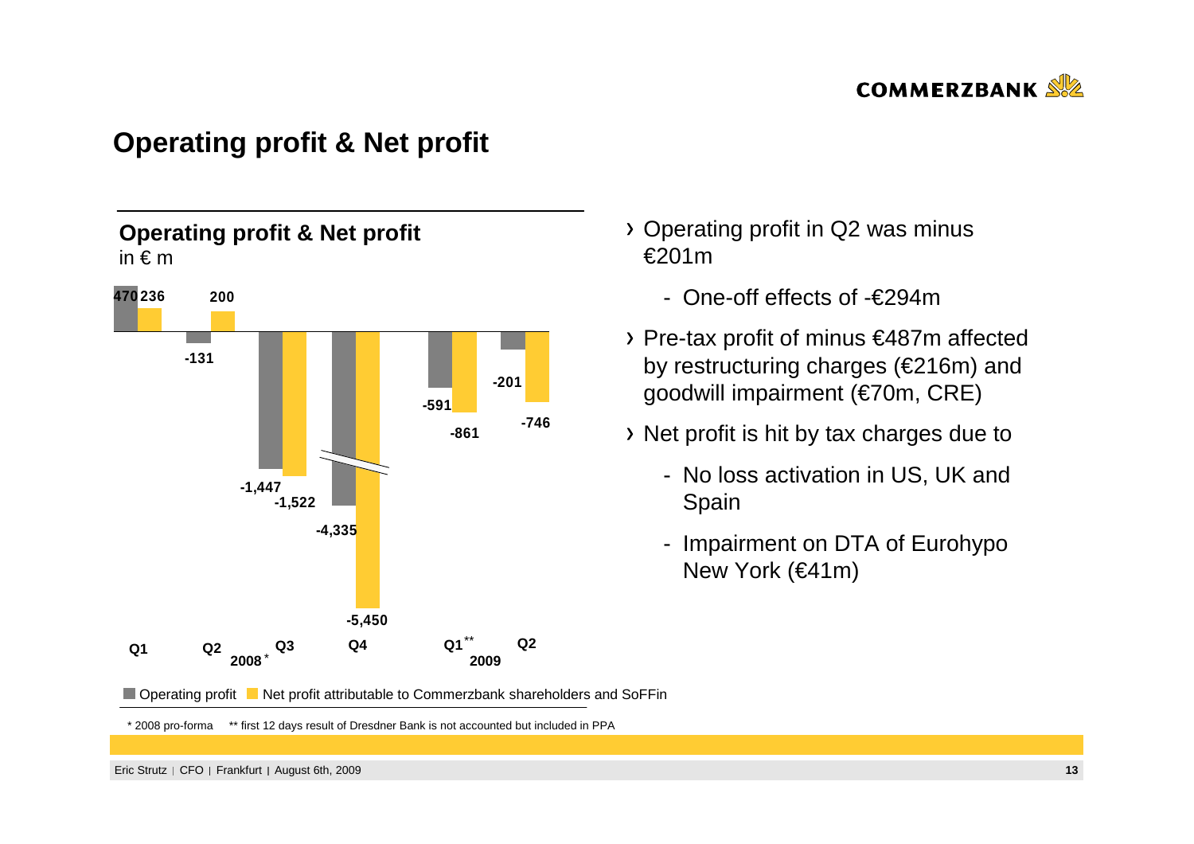# Operating profit & Net profit

## Operating profit & Net profit

in € m

| | Q1 2008* | Q2 2008* | Q3 2008* | Q4 2008* | Q1** 2009 | Q2 2009 |
|---|---|---|---|---|---|---|
| Operating profit | 470 | -131 | -1,447 | -4,335 | -591 | -201 |
| Net profit attributable to Commerzbank shareholders and SoFFin | 236 | 200 | -1,522 | -5,450 | -861 | -746 |

\* 2008 pro-forma ** first 12 days result of Dresdner Bank is not accounted but included in PPA

- Operating profit in Q2 was minus €201m
  - One-off effects of -€294m
- Pre-tax profit of minus €487m affected by restructuring charges (€216m) and goodwill impairment (€70m, CRE)
- Net profit is hit by tax charges due to
  - No loss activation in US, UK and Spain
  - Impairment on DTA of Eurohypo New York (€41m)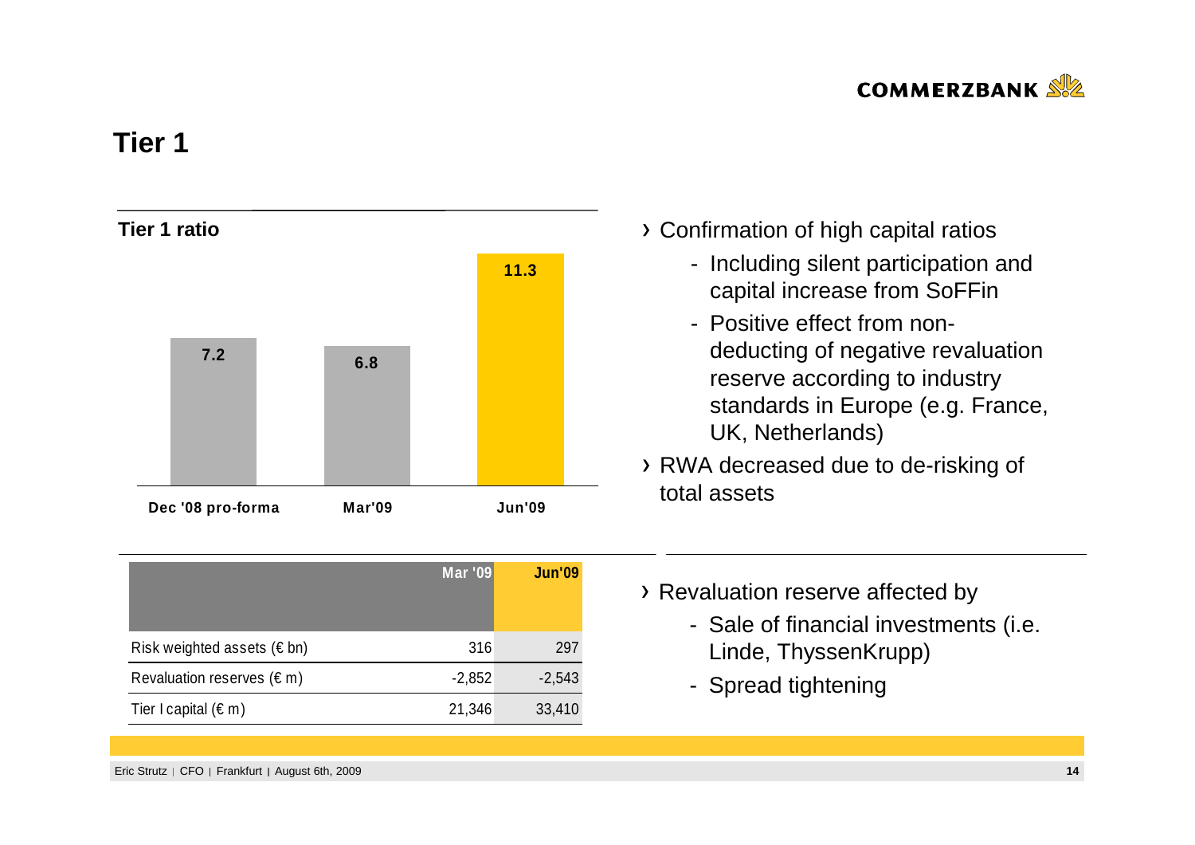# Tier 1

**Tier 1 ratio**

| Dec '08 pro-forma | Mar'09 | Jun'09 |
|---|---|---|
| 7.2 | 6.8 | 11.3 |

- Confirmation of high capital ratios
  - Including silent participation and capital increase from SoFFin
  - Positive effect from non-deducting of negative revaluation reserve according to industry standards in Europe (e.g. France, UK, Netherlands)
- RWA decreased due to de-risking of total assets

| | Mar '09 | Jun'09 |
|---|---|---|
| Risk weighted assets (€ bn) | 316 | 297 |
| Revaluation reserves (€ m) | -2,852 | -2,543 |
| Tier I capital (€ m) | 21,346 | 33,410 |

- Revaluation reserve affected by
  - Sale of financial investments (i.e. Linde, ThyssenKrupp)
  - Spread tightening

Eric Strutz | CFO | Frankfurt | August 6th, 2009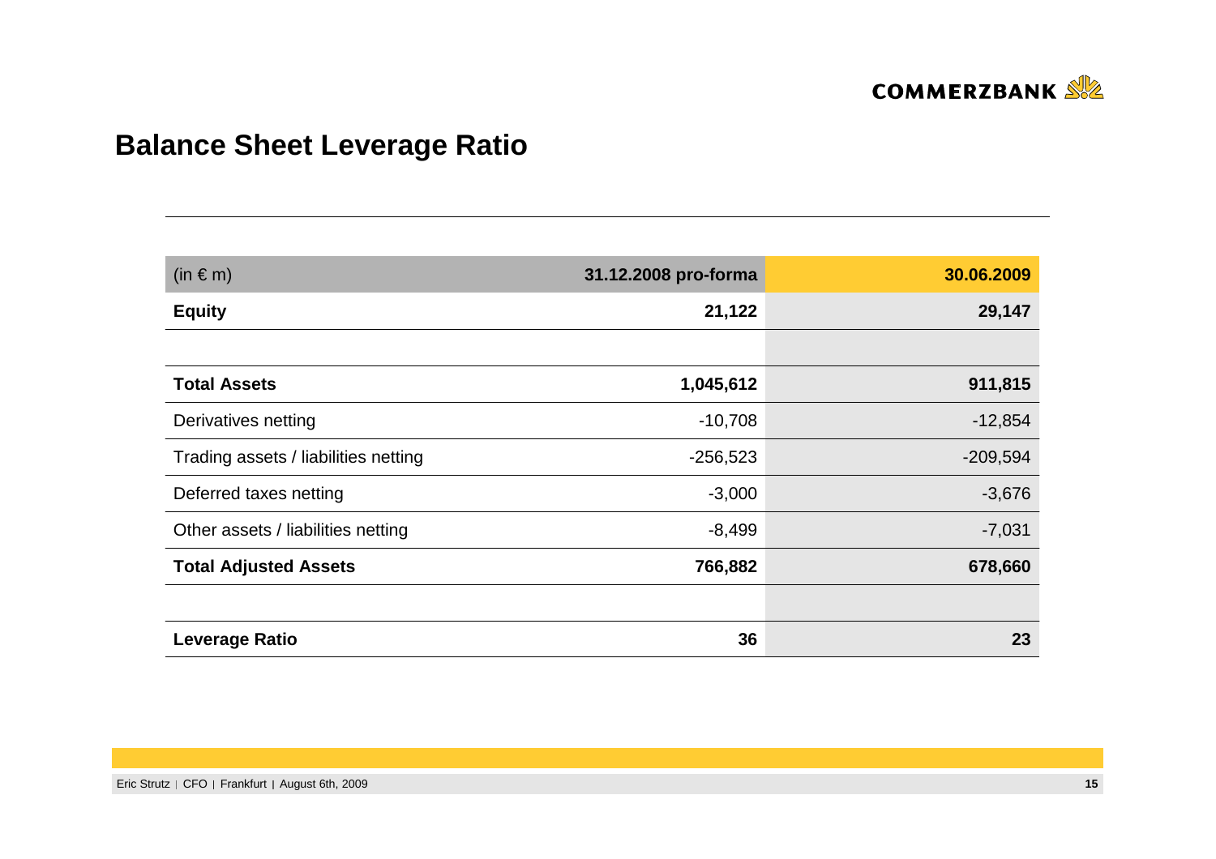## Balance Sheet Leverage Ratio

| (in € m) | 31.12.2008 pro-forma | 30.06.2009 |
|---|---|---|
| **Equity** | **21,122** | **29,147** |
| | | |
| **Total Assets** | **1,045,612** | **911,815** |
| Derivatives netting | -10,708 | -12,854 |
| Trading assets / liabilities netting | -256,523 | -209,594 |
| Deferred taxes netting | -3,000 | -3,676 |
| Other assets / liabilities netting | -8,499 | -7,031 |
| **Total Adjusted Assets** | **766,882** | **678,660** |
| | | |
| **Leverage Ratio** | **36** | **23** |

Eric Strutz | CFO | Frankfurt | August 6th, 2009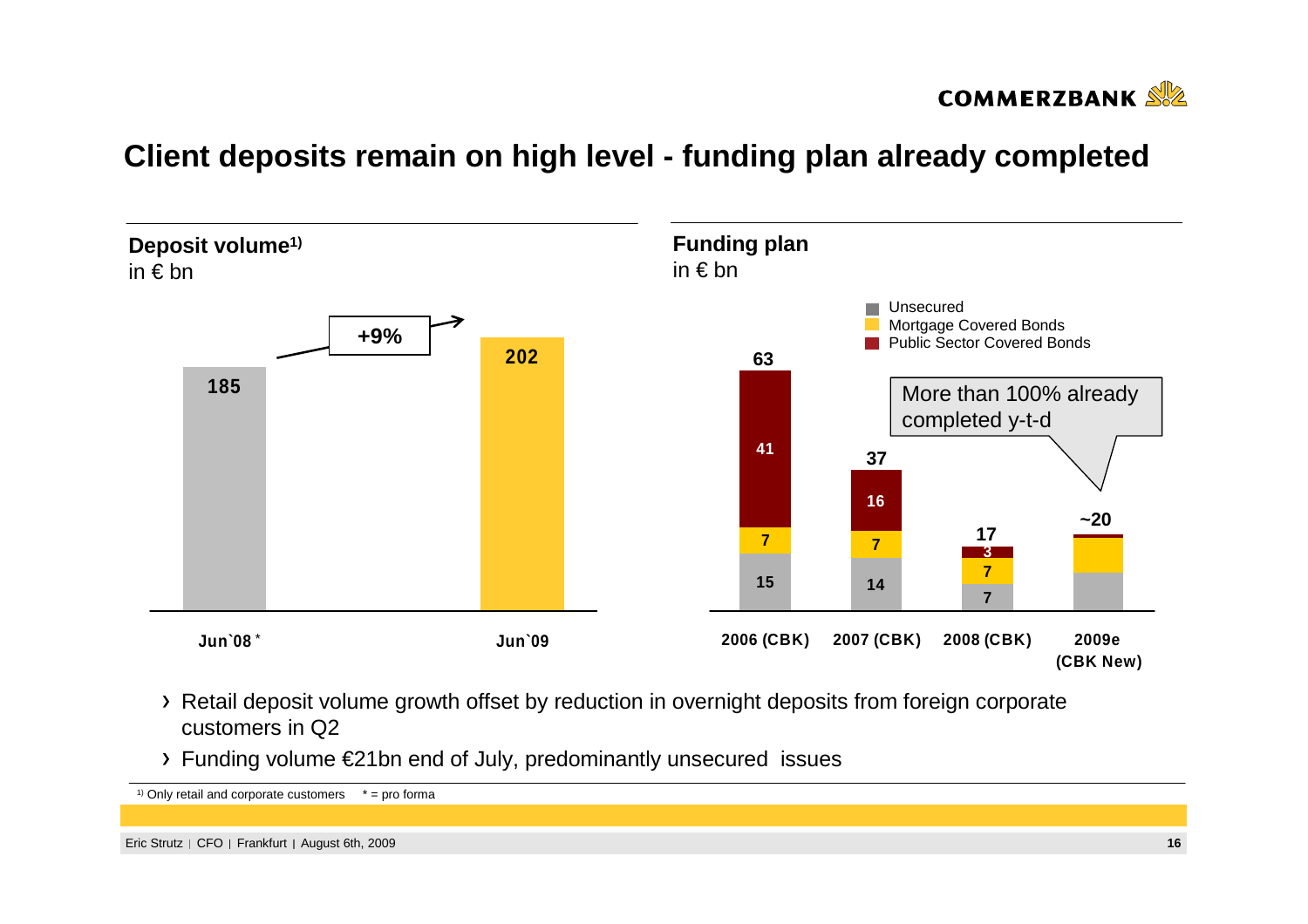# Client deposits remain on high level - funding plan already completed

## Deposit volume[1)]
in € bn

| | Jun`08 * | Jun`09 |
|---|---|---|
| Deposit volume | 185 | 202 |

+9%

## Funding plan
in € bn

| | 2006 (CBK) | 2007 (CBK) | 2008 (CBK) | 2009e (CBK New) |
|---|---|---|---|---|
| Unsecured | 15 | 14 | 7 | |
| Mortgage Covered Bonds | 7 | 7 | 7 | |
| Public Sector Covered Bonds | 41 | 16 | 3 | |
| Total | 63 | 37 | 17 | ~20 |

More than 100% already completed y-t-d

- Retail deposit volume growth offset by reduction in overnight deposits from foreign corporate customers in Q2
- Funding volume €21bn end of July, predominantly unsecured issues

[1)] Only retail and corporate customers * = pro forma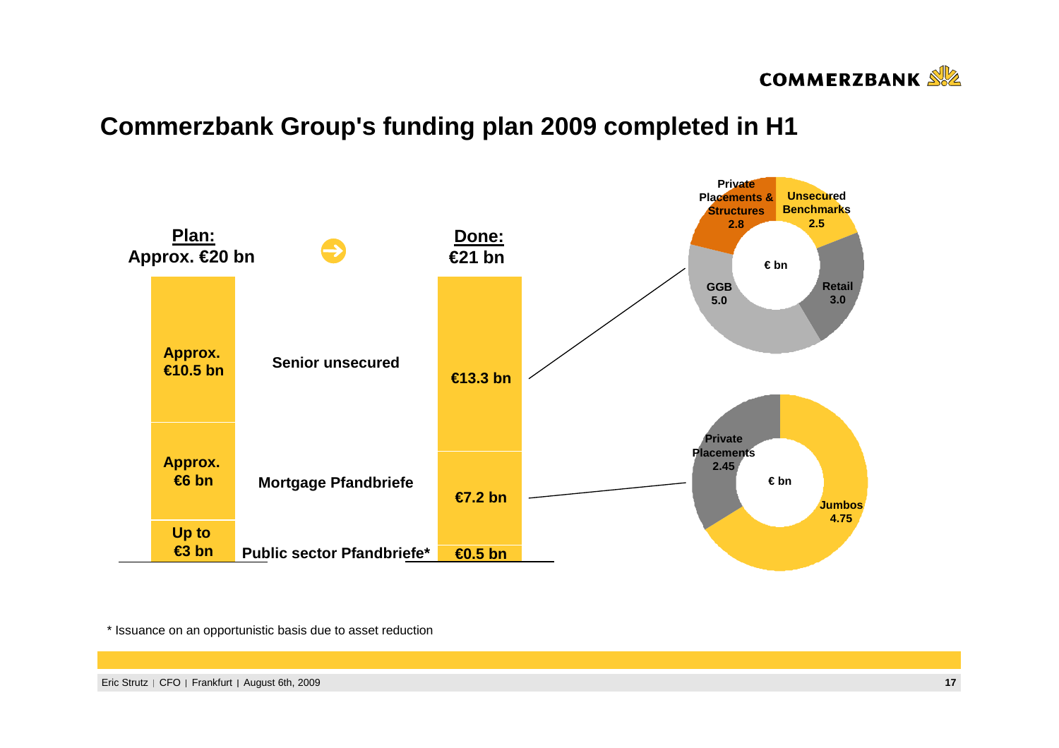# Commerzbank Group's funding plan 2009 completed in H1

| | **Plan: Approx. €20 bn** | **Done: €21 bn** |
|---|---|---|
| Senior unsecured | Approx. €10.5 bn | €13.3 bn |
| Mortgage Pfandbriefe | Approx. €6 bn | €7.2 bn |
| Public sector Pfandbriefe* | Up to €3 bn | €0.5 bn |

**Senior unsecured (€ bn)**

| Component | € bn |
|---|---|
| Unsecured Benchmarks | 2.5 |
| Retail | 3.0 |
| GGB | 5.0 |
| Private Placements & Structures | 2.8 |

**Mortgage Pfandbriefe (€ bn)**

| Component | € bn |
|---|---|
| Jumbos | 4.75 |
| Private Placements | 2.45 |

\* Issuance on an opportunistic basis due to asset reduction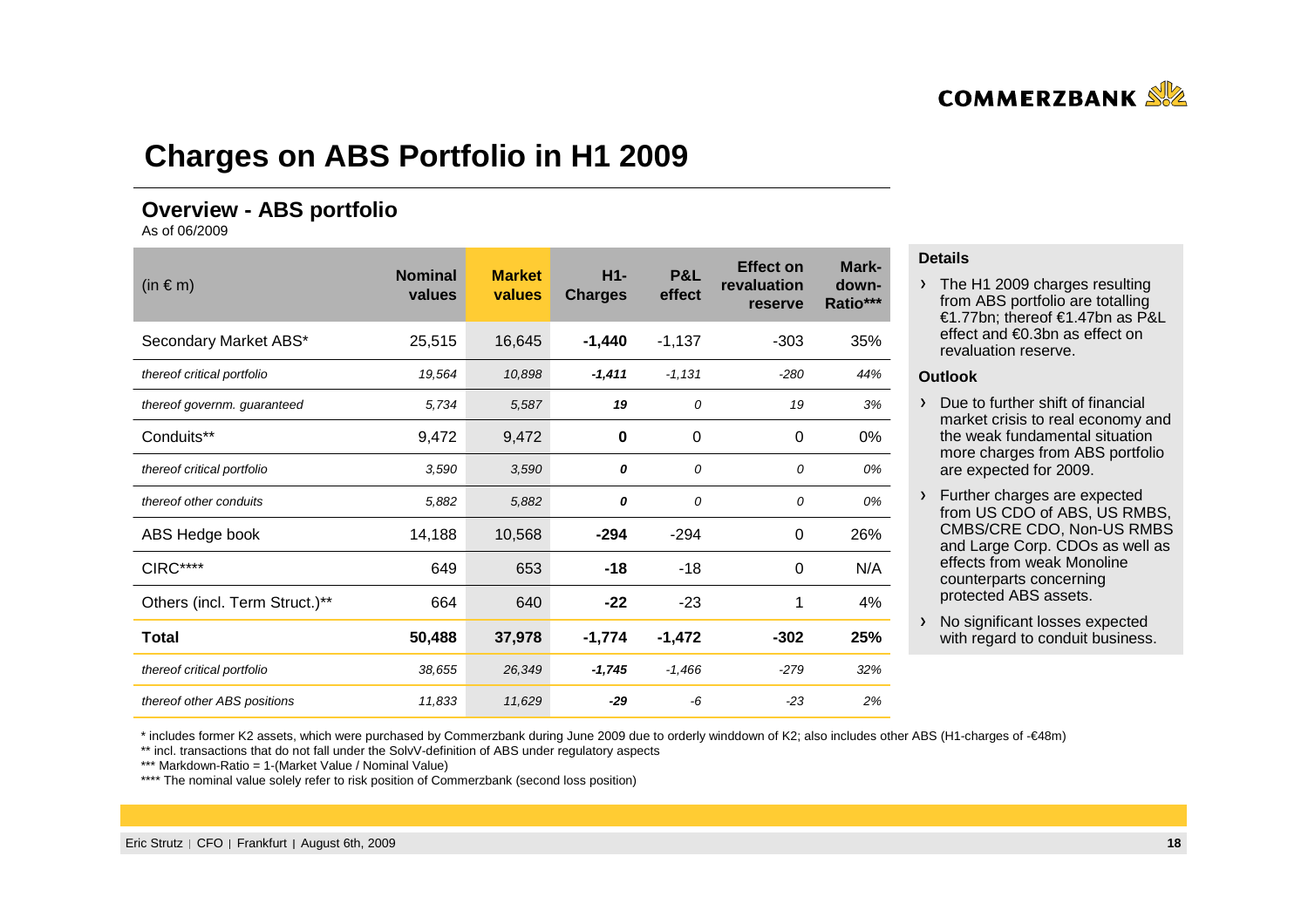# Charges on ABS Portfolio in H1 2009

## Overview - ABS portfolio

As of 06/2009

| (in € m) | Nominal values | Market values | H1-Charges | P&L effect | Effect on revaluation reserve | Mark-down-Ratio*** |
|---|---|---|---|---|---|---|
| Secondary Market ABS* | 25,515 | 16,645 | **-1,440** | -1,137 | -303 | 35% |
| *thereof critical portfolio* | *19,564* | *10,898* | ***-1,411*** | *-1,131* | *-280* | *44%* |
| *thereof governm. guaranteed* | *5,734* | *5,587* | ***19*** | *0* | *19* | *3%* |
| Conduits** | 9,472 | 9,472 | **0** | 0 | 0 | 0% |
| *thereof critical portfolio* | *3,590* | *3,590* | ***0*** | *0* | *0* | *0%* |
| *thereof other conduits* | *5,882* | *5,882* | ***0*** | *0* | *0* | *0%* |
| ABS Hedge book | 14,188 | 10,568 | **-294** | -294 | 0 | 26% |
| CIRC**** | 649 | 653 | **-18** | -18 | 0 | N/A |
| Others (incl. Term Struct.)** | 664 | 640 | **-22** | -23 | 1 | 4% |
| **Total** | **50,488** | **37,978** | **-1,774** | **-1,472** | **-302** | **25%** |
| *thereof critical portfolio* | *38,655* | *26,349* | ***-1,745*** | *-1,466* | *-279* | *32%* |
| *thereof other ABS positions* | *11,833* | *11,629* | ***-29*** | *-6* | *-23* | *2%* |

**Details**

- The H1 2009 charges resulting from ABS portfolio are totalling €1.77bn; thereof €1.47bn as P&L effect and €0.3bn as effect on revaluation reserve.

**Outlook**

- Due to further shift of financial market crisis to real economy and the weak fundamental situation more charges from ABS portfolio are expected for 2009.
- Further charges are expected from US CDO of ABS, US RMBS, CMBS/CRE CDO, Non-US RMBS and Large Corp. CDOs as well as effects from weak Monoline counterparts concerning protected ABS assets.
- No significant losses expected with regard to conduit business.

\* includes former K2 assets, which were purchased by Commerzbank during June 2009 due to orderly winddown of K2; also includes other ABS (H1-charges of -€48m)

** incl. transactions that do not fall under the SolvV-definition of ABS under regulatory aspects

*** Markdown-Ratio = 1-(Market Value / Nominal Value)

**** The nominal value solely refer to risk position of Commerzbank (second loss position)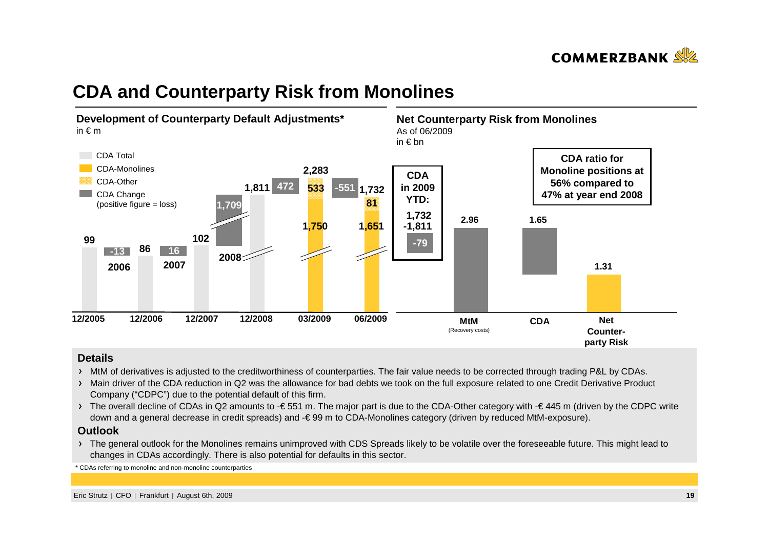# CDA and Counterparty Risk from Monolines

## Development of Counterparty Default Adjustments*

in € m

- CDA Total
- CDA-Monolines
- CDA-Other
- CDA Change (positive figure = loss)

| | 12/2005 | 2006 change | 12/2006 | 2007 change | 12/2007 | 2008 change | 12/2008 | Q1 change | 03/2009 | Q2 change | 06/2009 |
|---|---|---|---|---|---|---|---|---|---|---|---|
| CDA Total | 99 | | 86 | | 102 | | 1,811 | | 2,283 | | 1,732 |
| CDA-Monolines | | | | | | | | | 1,750 | | 1,651 |
| CDA-Other | | | | | | | | | 533 | | 81 |
| CDA Change | | -13 | | 16 | | 1,709 | | 472 | | -551 | |

**CDA in 2009 YTD:**
1,732
-1,811
**-79**

## Net Counterparty Risk from Monolines

As of 06/2009
in € bn

| MtM (Recovery costs) | CDA | Net Counterparty Risk |
|---|---|---|
| 2.96 | 1.65 | 1.31 |

**CDA ratio for Monoline positions at 56% compared to 47% at year end 2008**

### Details

- MtM of derivatives is adjusted to the creditworthiness of counterparties. The fair value needs to be corrected through trading P&L by CDAs.
- Main driver of the CDA reduction in Q2 was the allowance for bad debts we took on the full exposure related to one Credit Derivative Product Company ("CDPC") due to the potential default of this firm.
- The overall decline of CDAs in Q2 amounts to -€ 551 m. The major part is due to the CDA-Other category with -€ 445 m (driven by the CDPC write down and a general decrease in credit spreads) and -€ 99 m to CDA-Monolines category (driven by reduced MtM-exposure).

### Outlook

- The general outlook for the Monolines remains unimproved with CDS Spreads likely to be volatile over the foreseeable future. This might lead to changes in CDAs accordingly. There is also potential for defaults in this sector.

* CDAs referring to monoline and non-monoline counterparties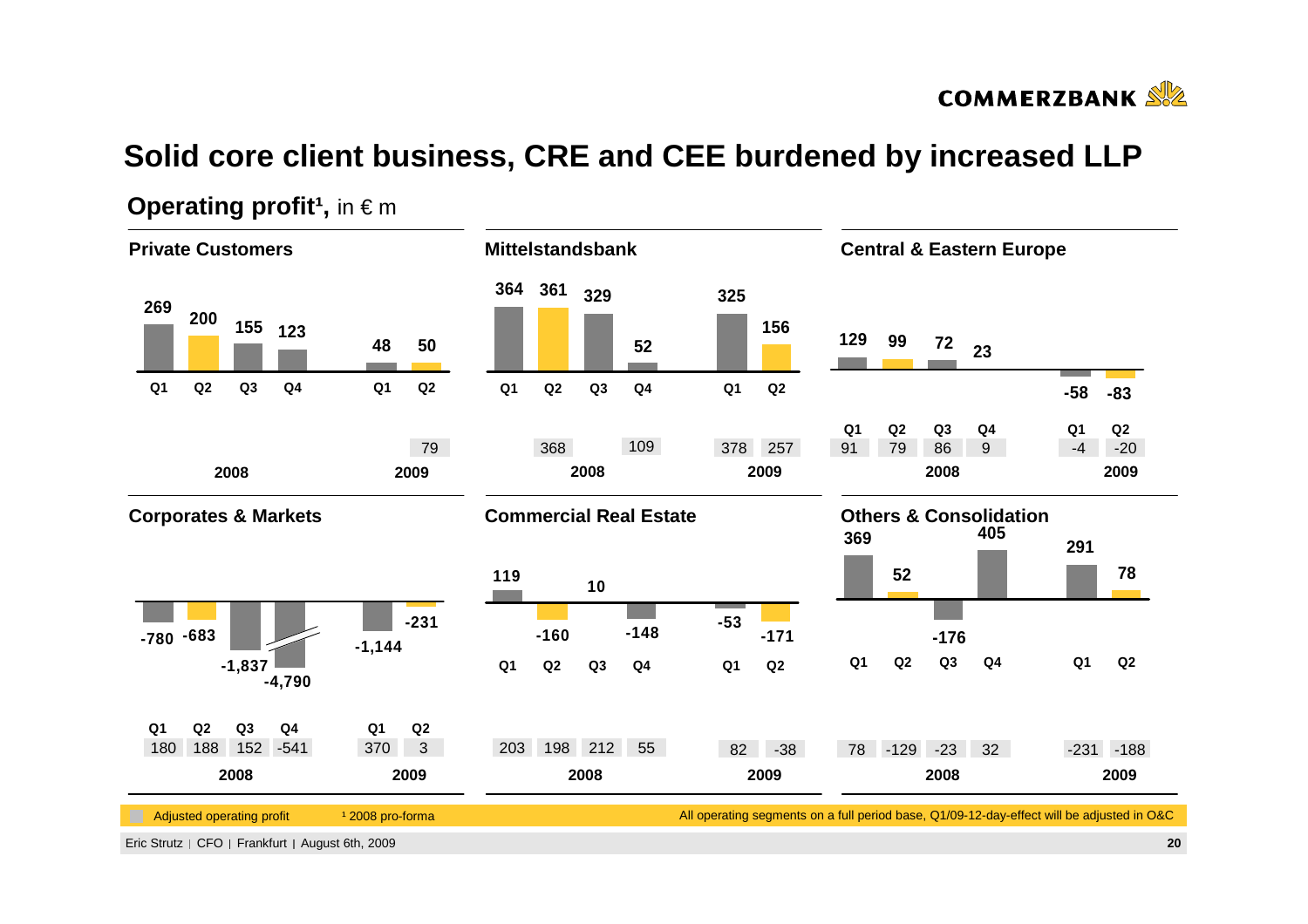# Solid core client business, CRE and CEE burdened by increased LLP

## Operating profit¹, in € m

### Private Customers

| | Q1 2008 | Q2 2008 | Q3 2008 | Q4 2008 | Q1 2009 | Q2 2009 |
|---|---|---|---|---|---|---|
| Operating profit | 269 | 200 | 155 | 123 | 48 | 50 |
| Adjusted operating profit | | | | | | 79 |

### Mittelstandsbank

| | Q1 2008 | Q2 2008 | Q3 2008 | Q4 2008 | Q1 2009 | Q2 2009 |
|---|---|---|---|---|---|---|
| Operating profit | 364 | 361 | 329 | 52 | 325 | 156 |
| Adjusted operating profit | | 368 | | 109 | 378 | 257 |

### Central & Eastern Europe

| | Q1 2008 | Q2 2008 | Q3 2008 | Q4 2008 | Q1 2009 | Q2 2009 |
|---|---|---|---|---|---|---|
| Operating profit | 129 | 99 | 72 | 23 | -58 | -83 |
| Adjusted operating profit | 91 | 79 | 86 | 9 | -4 | -20 |

### Corporates & Markets

| | Q1 2008 | Q2 2008 | Q3 2008 | Q4 2008 | Q1 2009 | Q2 2009 |
|---|---|---|---|---|---|---|
| Operating profit | -780 | -683 | -1,837 | -4,790 | -1,144 | -231 |
| Adjusted operating profit | 180 | 188 | 152 | -541 | 370 | 3 |

### Commercial Real Estate

| | Q1 2008 | Q2 2008 | Q3 2008 | Q4 2008 | Q1 2009 | Q2 2009 |
|---|---|---|---|---|---|---|
| Operating profit | 119 | -160 | 10 | -148 | -53 | -171 |
| Adjusted operating profit | 203 | 198 | 212 | 55 | 82 | -38 |

### Others & Consolidation

| | Q1 2008 | Q2 2008 | Q3 2008 | Q4 2008 | Q1 2009 | Q2 2009 |
|---|---|---|---|---|---|---|
| Operating profit | 369 | 52 | -176 | 405 | 291 | 78 |
| Adjusted operating profit | 78 | -129 | -23 | 32 | -231 | -188 |

Adjusted operating profit

¹ 2008 pro-forma

All operating segments on a full period base, Q1/09-12-day-effect will be adjusted in O&C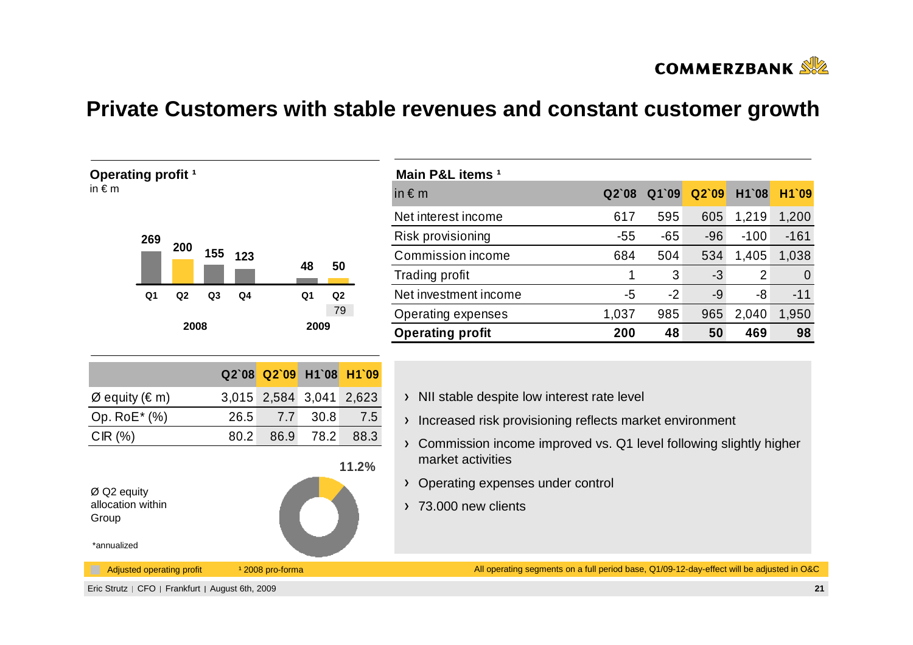# Private Customers with stable revenues and constant customer growth

**Operating profit ¹**
in € m

| | Q1 2008 | Q2 2008 | Q3 2008 | Q4 2008 | Q1 2009 | Q2 2009 |
|---|---|---|---|---|---|---|
| Operating profit | 269 | 200 | 155 | 123 | 48 | 50 |
| Adjusted operating profit | | | | | | 79 |

**Main P&L items ¹**

| in € m | Q2`08 | Q1`09 | Q2`09 | H1`08 | H1`09 |
|---|---|---|---|---|---|
| Net interest income | 617 | 595 | 605 | 1,219 | 1,200 |
| Risk provisioning | -55 | -65 | -96 | -100 | -161 |
| Commission income | 684 | 504 | 534 | 1,405 | 1,038 |
| Trading profit | 1 | 3 | -3 | 2 | 0 |
| Net investment income | -5 | -2 | -9 | -8 | -11 |
| Operating expenses | 1,037 | 985 | 965 | 2,040 | 1,950 |
| **Operating profit** | **200** | **48** | **50** | **469** | **98** |

| | Q2`08 | Q2`09 | H1`08 | H1`09 |
|---|---|---|---|---|
| Ø equity (€ m) | 3,015 | 2,584 | 3,041 | 2,623 |
| Op. RoE* (%) | 26.5 | 7.7 | 30.8 | 7.5 |
| CIR (%) | 80.2 | 86.9 | 78.2 | 88.3 |

Ø Q2 equity allocation within Group: 11.2%

*annualized

- NII stable despite low interest rate level
- Increased risk provisioning reflects market environment
- Commission income improved vs. Q1 level following slightly higher market activities
- Operating expenses under control
- 73.000 new clients

Adjusted operating profit

¹ 2008 pro-forma

All operating segments on a full period base, Q1/09-12-day-effect will be adjusted in O&C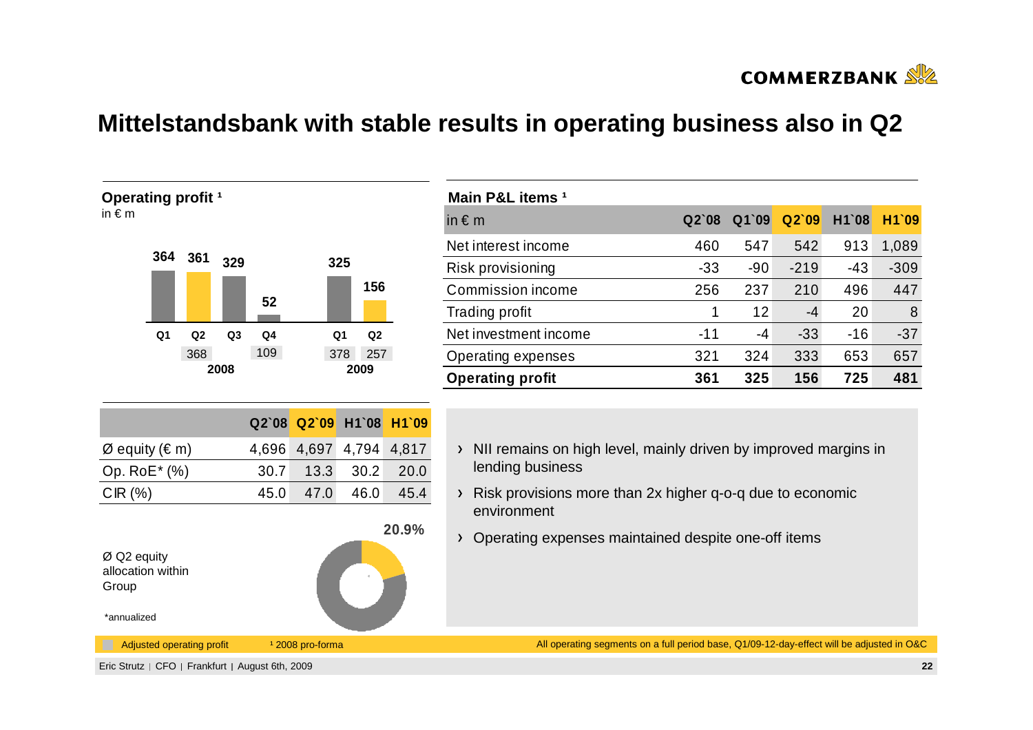# Mittelstandsbank with stable results in operating business also in Q2

**Operating profit [1]**
in € m

| | 2008 Q1 | 2008 Q2 | 2008 Q3 | 2008 Q4 | 2009 Q1 | 2009 Q2 |
|---|---|---|---|---|---|---|
| Operating profit | 364 | 361 | 329 | 52 | 325 | 156 |
| Adjusted operating profit | | 368 | | 109 | 378 | 257 |

**Main P&L items [1]**

| in € m | Q2`08 | Q1`09 | Q2`09 | H1`08 | H1`09 |
|---|---|---|---|---|---|
| Net interest income | 460 | 547 | 542 | 913 | 1,089 |
| Risk provisioning | -33 | -90 | -219 | -43 | -309 |
| Commission income | 256 | 237 | 210 | 496 | 447 |
| Trading profit | 1 | 12 | -4 | 20 | 8 |
| Net investment income | -11 | -4 | -33 | -16 | -37 |
| Operating expenses | 321 | 324 | 333 | 653 | 657 |
| **Operating profit** | **361** | **325** | **156** | **725** | **481** |

| | Q2`08 | Q2`09 | H1`08 | H1`09 |
|---|---|---|---|---|
| Ø equity (€ m) | 4,696 | 4,697 | 4,794 | 4,817 |
| Op. RoE* (%) | 30.7 | 13.3 | 30.2 | 20.0 |
| CIR (%) | 45.0 | 47.0 | 46.0 | 45.4 |

Ø Q2 equity allocation within Group: 20.9%

*annualized

- NII remains on high level, mainly driven by improved margins in lending business
- Risk provisions more than 2x higher q-o-q due to economic environment
- Operating expenses maintained despite one-off items

Adjusted operating profit  [1] 2008 pro-forma

All operating segments on a full period base, Q1/09-12-day-effect will be adjusted in O&C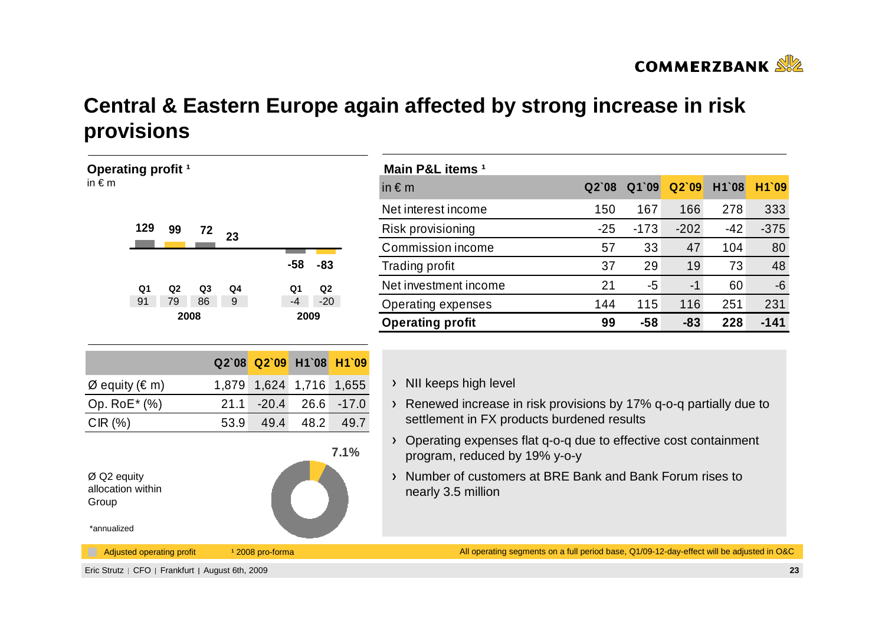# Central & Eastern Europe again affected by strong increase in risk provisions

**Operating profit [1]**
in € m

| | Q1 2008 | Q2 2008 | Q3 2008 | Q4 2008 | Q1 2009 | Q2 2009 |
|---|---|---|---|---|---|---|
| Operating profit | 129 | 99 | 72 | 23 | -58 | -83 |
| Adjusted operating profit | 91 | 79 | 86 | 9 | -4 | -20 |

**Main P&L items [1]**

| in € m | Q2`08 | Q1`09 | Q2`09 | H1`08 | H1`09 |
|---|---|---|---|---|---|
| Net interest income | 150 | 167 | 166 | 278 | 333 |
| Risk provisioning | -25 | -173 | -202 | -42 | -375 |
| Commission income | 57 | 33 | 47 | 104 | 80 |
| Trading profit | 37 | 29 | 19 | 73 | 48 |
| Net investment income | 21 | -5 | -1 | 60 | -6 |
| Operating expenses | 144 | 115 | 116 | 251 | 231 |
| **Operating profit** | **99** | **-58** | **-83** | **228** | **-141** |

| | Q2`08 | Q2`09 | H1`08 | H1`09 |
|---|---|---|---|---|
| Ø equity (€ m) | 1,879 | 1,624 | 1,716 | 1,655 |
| Op. RoE* (%) | 21.1 | -20.4 | 26.6 | -17.0 |
| CIR (%) | 53.9 | 49.4 | 48.2 | 49.7 |

Ø Q2 equity allocation within Group: 7.1%

\*annualized

- NII keeps high level
- Renewed increase in risk provisions by 17% q-o-q partially due to settlement in FX products burdened results
- Operating expenses flat q-o-q due to effective cost containment program, reduced by 19% y-o-y
- Number of customers at BRE Bank and Bank Forum rises to nearly 3.5 million

Adjusted operating profit

[1] 2008 pro-forma

All operating segments on a full period base, Q1/09-12-day-effect will be adjusted in O&C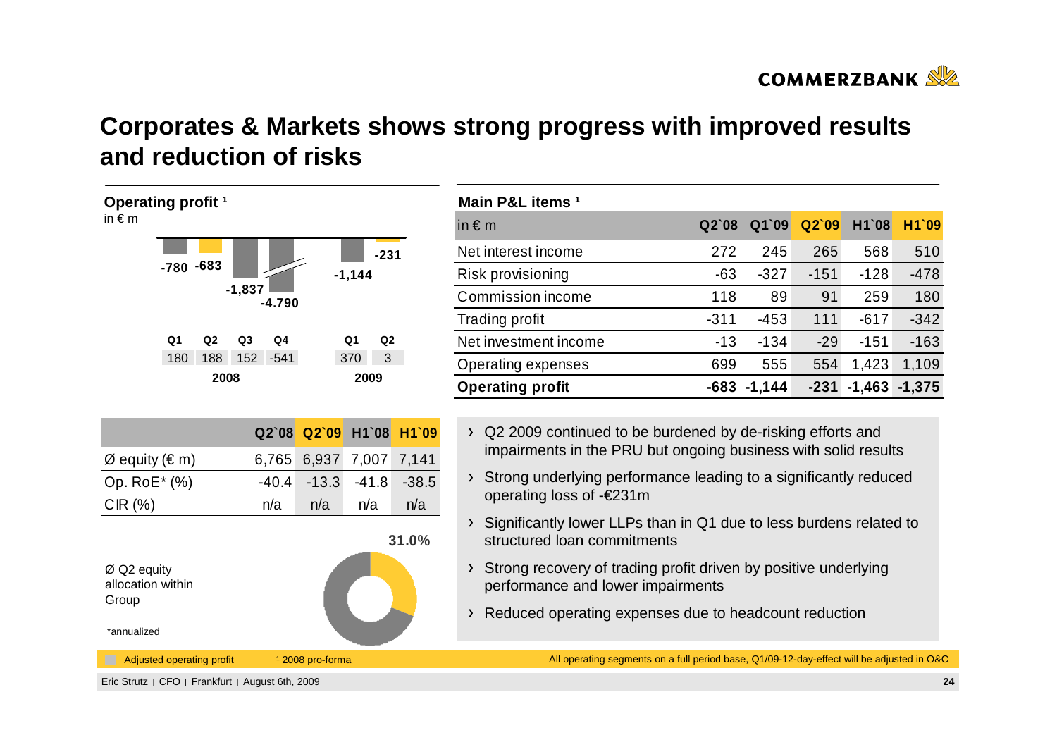# Corporates & Markets shows strong progress with improved results and reduction of risks

**Operating profit [1]**
in € m

| | Q1 2008 | Q2 2008 | Q3 2008 | Q4 2008 | Q1 2009 | Q2 2009 |
|---|---|---|---|---|---|---|
| Operating profit | -780 | -683 | -1,837 | -4.790 | -1,144 | -231 |
| Adjusted operating profit | 180 | 188 | 152 | -541 | 370 | 3 |

**Main P&L items [1]**

| in € m | Q2`08 | Q1`09 | Q2`09 | H1`08 | H1`09 |
|---|---|---|---|---|---|
| Net interest income | 272 | 245 | 265 | 568 | 510 |
| Risk provisioning | -63 | -327 | -151 | -128 | -478 |
| Commission income | 118 | 89 | 91 | 259 | 180 |
| Trading profit | -311 | -453 | 111 | -617 | -342 |
| Net investment income | -13 | -134 | -29 | -151 | -163 |
| Operating expenses | 699 | 555 | 554 | 1,423 | 1,109 |
| **Operating profit** | **-683** | **-1,144** | **-231** | **-1,463** | **-1,375** |

| | Q2`08 | Q2`09 | H1`08 | H1`09 |
|---|---|---|---|---|
| Ø equity (€ m) | 6,765 | 6,937 | 7,007 | 7,141 |
| Op. RoE* (%) | -40.4 | -13.3 | -41.8 | -38.5 |
| CIR (%) | n/a | n/a | n/a | n/a |

Ø Q2 equity allocation within Group: **31.0%**

*annualized

- Q2 2009 continued to be burdened by de-risking efforts and impairments in the PRU but ongoing business with solid results
- Strong underlying performance leading to a significantly reduced operating loss of -€231m
- Significantly lower LLPs than in Q1 due to less burdens related to structured loan commitments
- Strong recovery of trading profit driven by positive underlying performance and lower impairments
- Reduced operating expenses due to headcount reduction

Adjusted operating profit

[1] 2008 pro-forma

All operating segments on a full period base, Q1/09-12-day-effect will be adjusted in O&C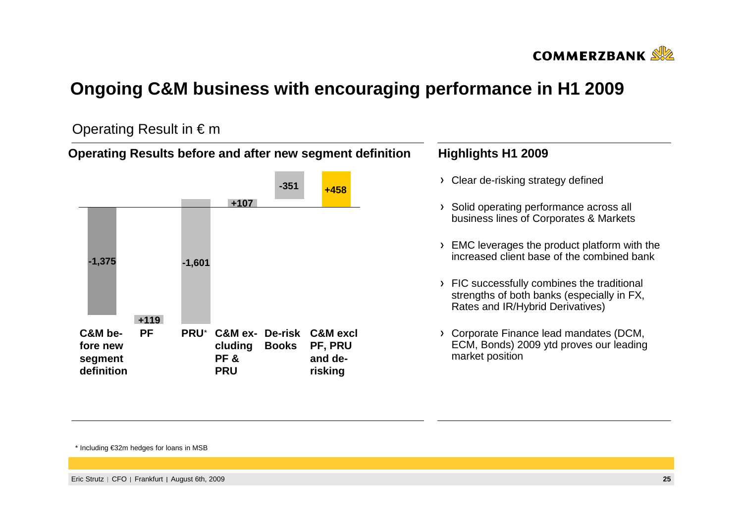# Ongoing C&M business with encouraging performance in H1 2009

Operating Result in € m

### Operating Results before and after new segment definition

| C&M before new segment definition | PF | PRU* | C&M excluding PF & PRU | De-risk Books | C&M excl PF, PRU and de-risking |
|---|---|---|---|---|---|
| -1,375 | +119 | -1,601 | +107 | -351 | +458 |

### Highlights H1 2009

- Clear de-risking strategy defined
- Solid operating performance across all business lines of Corporates & Markets
- EMC leverages the product platform with the increased client base of the combined bank
- FIC successfully combines the traditional strengths of both banks (especially in FX, Rates and IR/Hybrid Derivatives)
- Corporate Finance lead mandates (DCM, ECM, Bonds) 2009 ytd proves our leading market position

\* Including €32m hedges for loans in MSB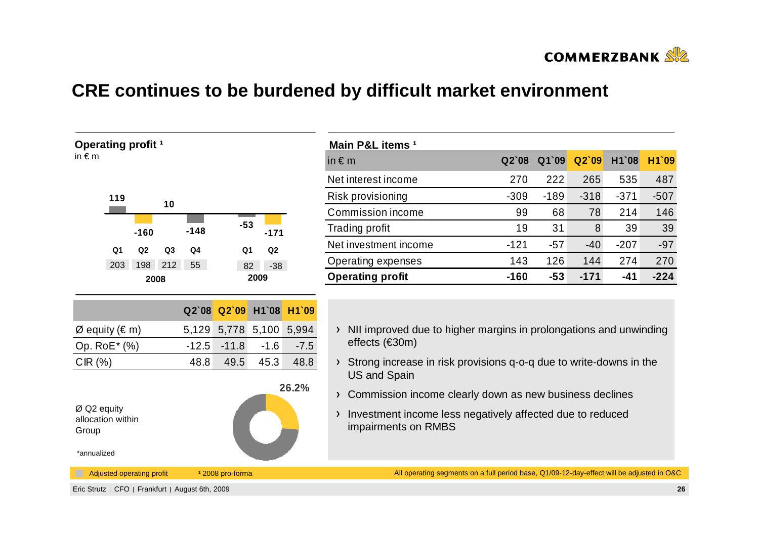# CRE continues to be burdened by difficult market environment

**Operating profit ¹**
in € m

| | 2008 Q1 | 2008 Q2 | 2008 Q3 | 2008 Q4 | 2009 Q1 | 2009 Q2 |
|---|---|---|---|---|---|---|
| Operating profit | 119 | -160 | 10 | -148 | -53 | -171 |
| Adjusted operating profit | 203 | 198 | 212 | 55 | 82 | -38 |

| | Q2`08 | Q2`09 | H1`08 | H1`09 |
|---|---|---|---|---|
| Ø equity (€ m) | 5,129 | 5,778 | 5,100 | 5,994 |
| Op. RoE* (%) | -12.5 | -11.8 | -1.6 | -7.5 |
| CIR (%) | 48.8 | 49.5 | 45.3 | 48.8 |

Ø Q2 equity allocation within Group: 26.2%

*annualized

**Main P&L items ¹**

| in € m | Q2`08 | Q1`09 | Q2`09 | H1`08 | H1`09 |
|---|---|---|---|---|---|
| Net interest income | 270 | 222 | 265 | 535 | 487 |
| Risk provisioning | -309 | -189 | -318 | -371 | -507 |
| Commission income | 99 | 68 | 78 | 214 | 146 |
| Trading profit | 19 | 31 | 8 | 39 | 39 |
| Net investment income | -121 | -57 | -40 | -207 | -97 |
| Operating expenses | 143 | 126 | 144 | 274 | 270 |
| **Operating profit** | **-160** | **-53** | **-171** | **-41** | **-224** |

- NII improved due to higher margins in prolongations and unwinding effects (€30m)
- Strong increase in risk provisions q-o-q due to write-downs in the US and Spain
- Commission income clearly down as new business declines
- Investment income less negatively affected due to reduced impairments on RMBS

¹ 2008 pro-forma

All operating segments on a full period base, Q1/09-12-day-effect will be adjusted in O&C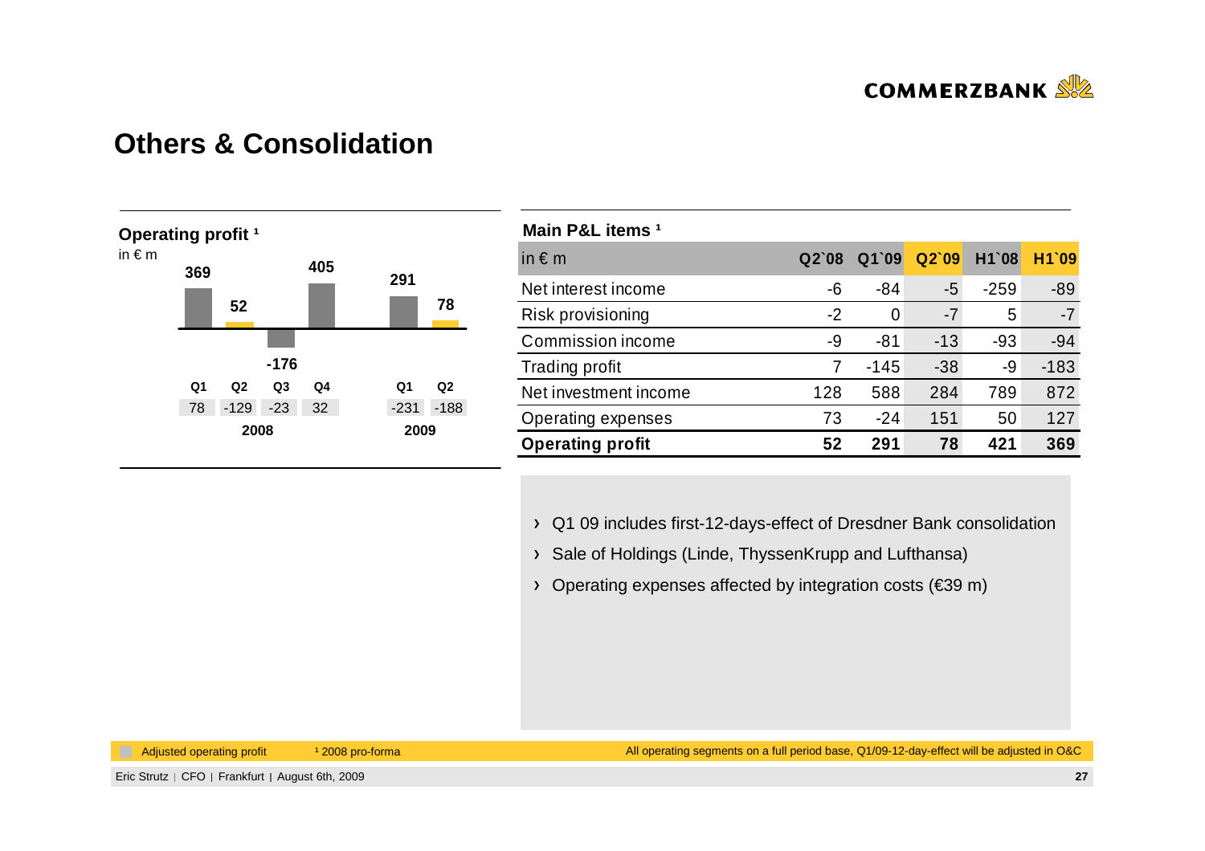# Others & Consolidation

**Operating profit [1]**

in € m

| | Q1 2008 | Q2 2008 | Q3 2008 | Q4 2008 | Q1 2009 | Q2 2009 |
|---|---|---|---|---|---|---|
| Operating profit | 369 | 52 | -176 | 405 | 291 | 78 |
| Adjusted operating profit | 78 | -129 | -23 | 32 | -231 | -188 |

**Main P&L items [1]**

| in € m | Q2`08 | Q1`09 | Q2`09 | H1`08 | H1`09 |
|---|---|---|---|---|---|
| Net interest income | -6 | -84 | -5 | -259 | -89 |
| Risk provisioning | -2 | 0 | -7 | 5 | -7 |
| Commission income | -9 | -81 | -13 | -93 | -94 |
| Trading profit | 7 | -145 | -38 | -9 | -183 |
| Net investment income | 128 | 588 | 284 | 789 | 872 |
| Operating expenses | 73 | -24 | 151 | 50 | 127 |
| **Operating profit** | **52** | **291** | **78** | **421** | **369** |

- Q1 09 includes first-12-days-effect of Dresdner Bank consolidation
- Sale of Holdings (Linde, ThyssenKrupp and Lufthansa)
- Operating expenses affected by integration costs (€39 m)

Adjusted operating profit

[1] 2008 pro-forma

All operating segments on a full period base, Q1/09-12-day-effect will be adjusted in O&C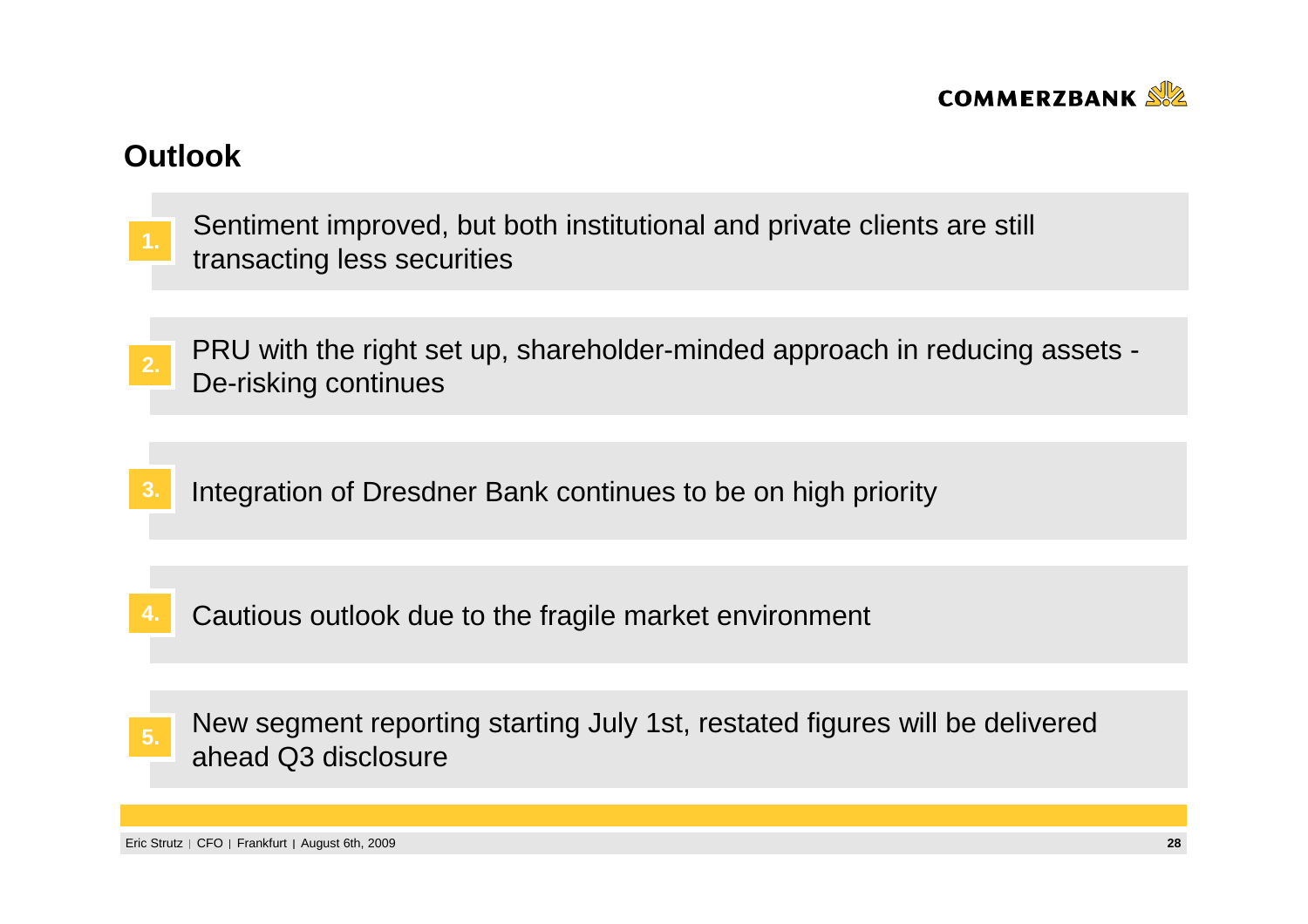## Outlook

1. Sentiment improved, but both institutional and private clients are still transacting less securities

2. PRU with the right set up, shareholder-minded approach in reducing assets - De-risking continues

3. Integration of Dresdner Bank continues to be on high priority

4. Cautious outlook due to the fragile market environment

5. New segment reporting starting July 1st, restated figures will be delivered ahead Q3 disclosure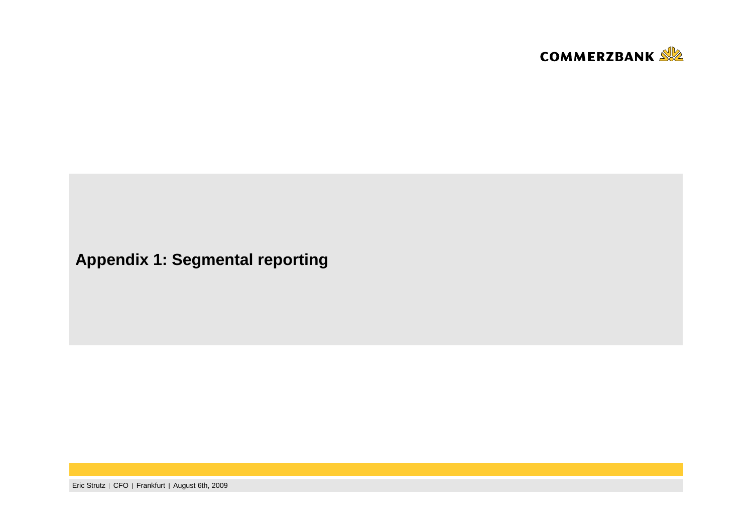# Appendix 1: Segmental reporting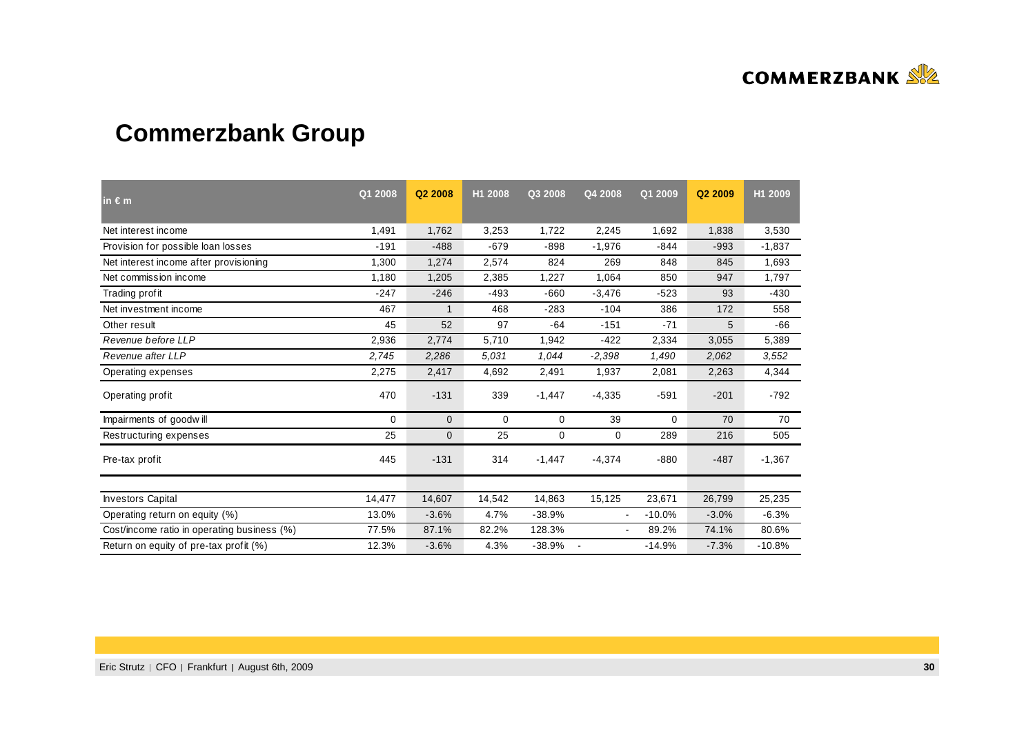# Commerzbank Group

| in € m | Q1 2008 | Q2 2008 | H1 2008 | Q3 2008 | Q4 2008 | Q1 2009 | Q2 2009 | H1 2009 |
|---|---|---|---|---|---|---|---|---|
| Net interest income | 1,491 | 1,762 | 3,253 | 1,722 | 2,245 | 1,692 | 1,838 | 3,530 |
| Provision for possible loan losses | -191 | -488 | -679 | -898 | -1,976 | -844 | -993 | -1,837 |
| Net interest income after provisioning | 1,300 | 1,274 | 2,574 | 824 | 269 | 848 | 845 | 1,693 |
| Net commission income | 1,180 | 1,205 | 2,385 | 1,227 | 1,064 | 850 | 947 | 1,797 |
| Trading profit | -247 | -246 | -493 | -660 | -3,476 | -523 | 93 | -430 |
| Net investment income | 467 | 1 | 468 | -283 | -104 | 386 | 172 | 558 |
| Other result | 45 | 52 | 97 | -64 | -151 | -71 | 5 | -66 |
| *Revenue before LLP* | 2,936 | 2,774 | 5,710 | 1,942 | -422 | 2,334 | 3,055 | 5,389 |
| *Revenue after LLP* | *2,745* | *2,286* | *5,031* | *1,044* | *-2,398* | *1,490* | *2,062* | *3,552* |
| Operating expenses | 2,275 | 2,417 | 4,692 | 2,491 | 1,937 | 2,081 | 2,263 | 4,344 |
| Operating profit | 470 | -131 | 339 | -1,447 | -4,335 | -591 | -201 | -792 |
| Impairments of goodwill | 0 | 0 | 0 | 0 | 39 | 0 | 70 | 70 |
| Restructuring expenses | 25 | 0 | 25 | 0 | 0 | 289 | 216 | 505 |
| Pre-tax profit | 445 | -131 | 314 | -1,447 | -4,374 | -880 | -487 | -1,367 |
| | | | | | | | | |
| Investors Capital | 14,477 | 14,607 | 14,542 | 14,863 | 15,125 | 23,671 | 26,799 | 25,235 |
| Operating return on equity (%) | 13.0% | -3.6% | 4.7% | -38.9% | - | -10.0% | -3.0% | -6.3% |
| Cost/income ratio in operating business (%) | 77.5% | 87.1% | 82.2% | 128.3% | - | 89.2% | 74.1% | 80.6% |
| Return on equity of pre-tax profit (%) | 12.3% | -3.6% | 4.3% | -38.9% | - | -14.9% | -7.3% | -10.8% |

Eric Strutz | CFO | Frankfurt | August 6th, 2009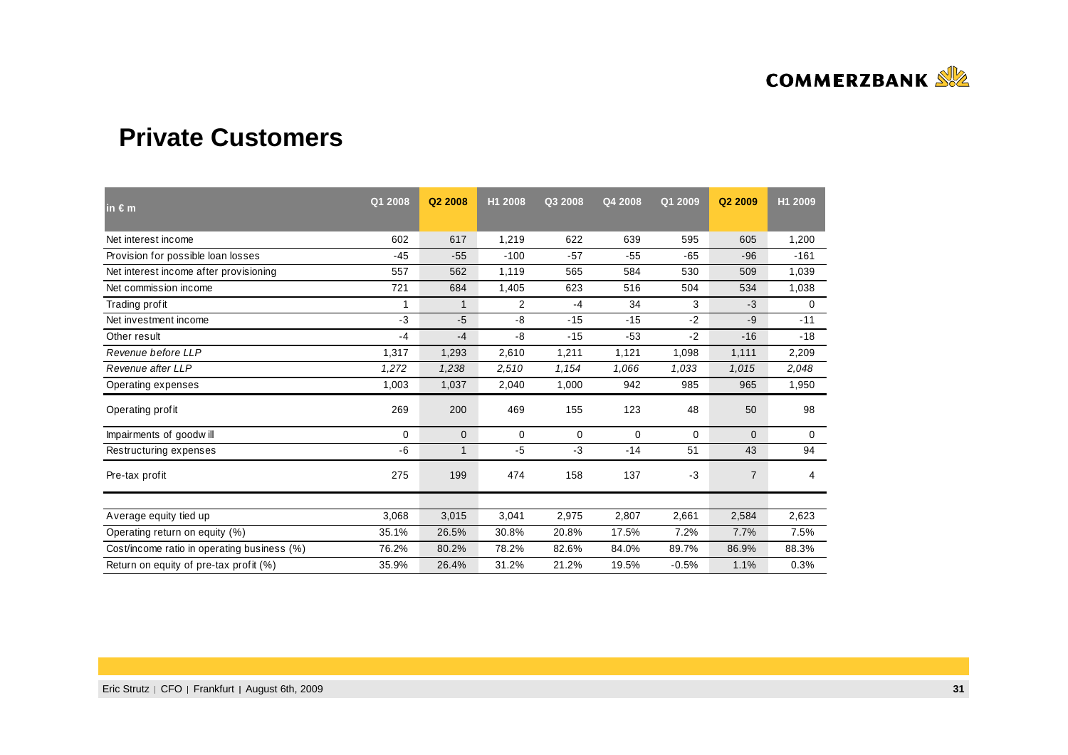## Private Customers

| in € m | Q1 2008 | Q2 2008 | H1 2008 | Q3 2008 | Q4 2008 | Q1 2009 | Q2 2009 | H1 2009 |
|---|---|---|---|---|---|---|---|---|
| Net interest income | 602 | 617 | 1,219 | 622 | 639 | 595 | 605 | 1,200 |
| Provision for possible loan losses | -45 | -55 | -100 | -57 | -55 | -65 | -96 | -161 |
| Net interest income after provisioning | 557 | 562 | 1,119 | 565 | 584 | 530 | 509 | 1,039 |
| Net commission income | 721 | 684 | 1,405 | 623 | 516 | 504 | 534 | 1,038 |
| Trading profit | 1 | 1 | 2 | -4 | 34 | 3 | -3 | 0 |
| Net investment income | -3 | -5 | -8 | -15 | -15 | -2 | -9 | -11 |
| Other result | -4 | -4 | -8 | -15 | -53 | -2 | -16 | -18 |
| *Revenue before LLP* | 1,317 | 1,293 | 2,610 | 1,211 | 1,121 | 1,098 | 1,111 | 2,209 |
| *Revenue after LLP* | *1,272* | *1,238* | *2,510* | *1,154* | *1,066* | *1,033* | *1,015* | *2,048* |
| Operating expenses | 1,003 | 1,037 | 2,040 | 1,000 | 942 | 985 | 965 | 1,950 |
| Operating profit | 269 | 200 | 469 | 155 | 123 | 48 | 50 | 98 |
| Impairments of goodwill | 0 | 0 | 0 | 0 | 0 | 0 | 0 | 0 |
| Restructuring expenses | -6 | 1 | -5 | -3 | -14 | 51 | 43 | 94 |
| Pre-tax profit | 275 | 199 | 474 | 158 | 137 | -3 | 7 | 4 |
| | | | | | | | | |
| Average equity tied up | 3,068 | 3,015 | 3,041 | 2,975 | 2,807 | 2,661 | 2,584 | 2,623 |
| Operating return on equity (%) | 35.1% | 26.5% | 30.8% | 20.8% | 17.5% | 7.2% | 7.7% | 7.5% |
| Cost/income ratio in operating business (%) | 76.2% | 80.2% | 78.2% | 82.6% | 84.0% | 89.7% | 86.9% | 88.3% |
| Return on equity of pre-tax profit (%) | 35.9% | 26.4% | 31.2% | 21.2% | 19.5% | -0.5% | 1.1% | 0.3% |

Eric Strutz | CFO | Frankfurt | August 6th, 2009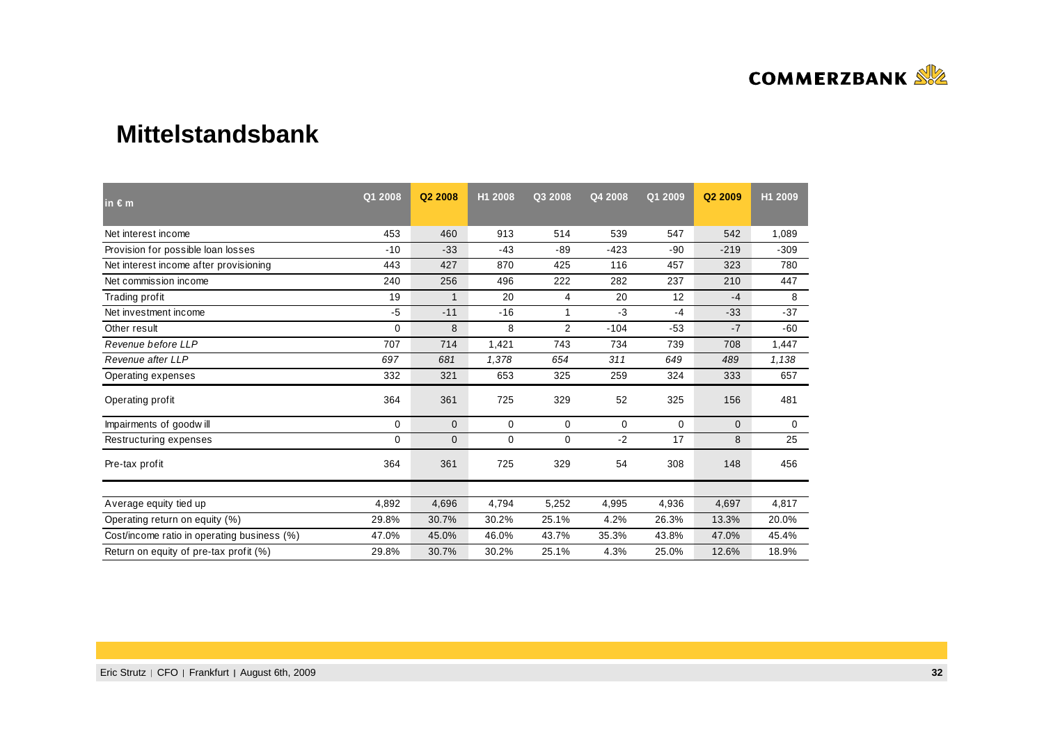# Mittelstandsbank

| in € m | Q1 2008 | Q2 2008 | H1 2008 | Q3 2008 | Q4 2008 | Q1 2009 | Q2 2009 | H1 2009 |
|---|---|---|---|---|---|---|---|---|
| Net interest income | 453 | 460 | 913 | 514 | 539 | 547 | 542 | 1,089 |
| Provision for possible loan losses | -10 | -33 | -43 | -89 | -423 | -90 | -219 | -309 |
| Net interest income after provisioning | 443 | 427 | 870 | 425 | 116 | 457 | 323 | 780 |
| Net commission income | 240 | 256 | 496 | 222 | 282 | 237 | 210 | 447 |
| Trading profit | 19 | 1 | 20 | 4 | 20 | 12 | -4 | 8 |
| Net investment income | -5 | -11 | -16 | 1 | -3 | -4 | -33 | -37 |
| Other result | 0 | 8 | 8 | 2 | -104 | -53 | -7 | -60 |
| *Revenue before LLP* | 707 | 714 | 1,421 | 743 | 734 | 739 | 708 | 1,447 |
| *Revenue after LLP* | *697* | *681* | *1,378* | *654* | *311* | *649* | *489* | *1,138* |
| Operating expenses | 332 | 321 | 653 | 325 | 259 | 324 | 333 | 657 |
| Operating profit | 364 | 361 | 725 | 329 | 52 | 325 | 156 | 481 |
| Impairments of goodwill | 0 | 0 | 0 | 0 | 0 | 0 | 0 | 0 |
| Restructuring expenses | 0 | 0 | 0 | 0 | -2 | 17 | 8 | 25 |
| Pre-tax profit | 364 | 361 | 725 | 329 | 54 | 308 | 148 | 456 |
| | | | | | | | | |
| Average equity tied up | 4,892 | 4,696 | 4,794 | 5,252 | 4,995 | 4,936 | 4,697 | 4,817 |
| Operating return on equity (%) | 29.8% | 30.7% | 30.2% | 25.1% | 4.2% | 26.3% | 13.3% | 20.0% |
| Cost/income ratio in operating business (%) | 47.0% | 45.0% | 46.0% | 43.7% | 35.3% | 43.8% | 47.0% | 45.4% |
| Return on equity of pre-tax profit (%) | 29.8% | 30.7% | 30.2% | 25.1% | 4.3% | 25.0% | 12.6% | 18.9% |

Eric Strutz | CFO | Frankfurt | August 6th, 2009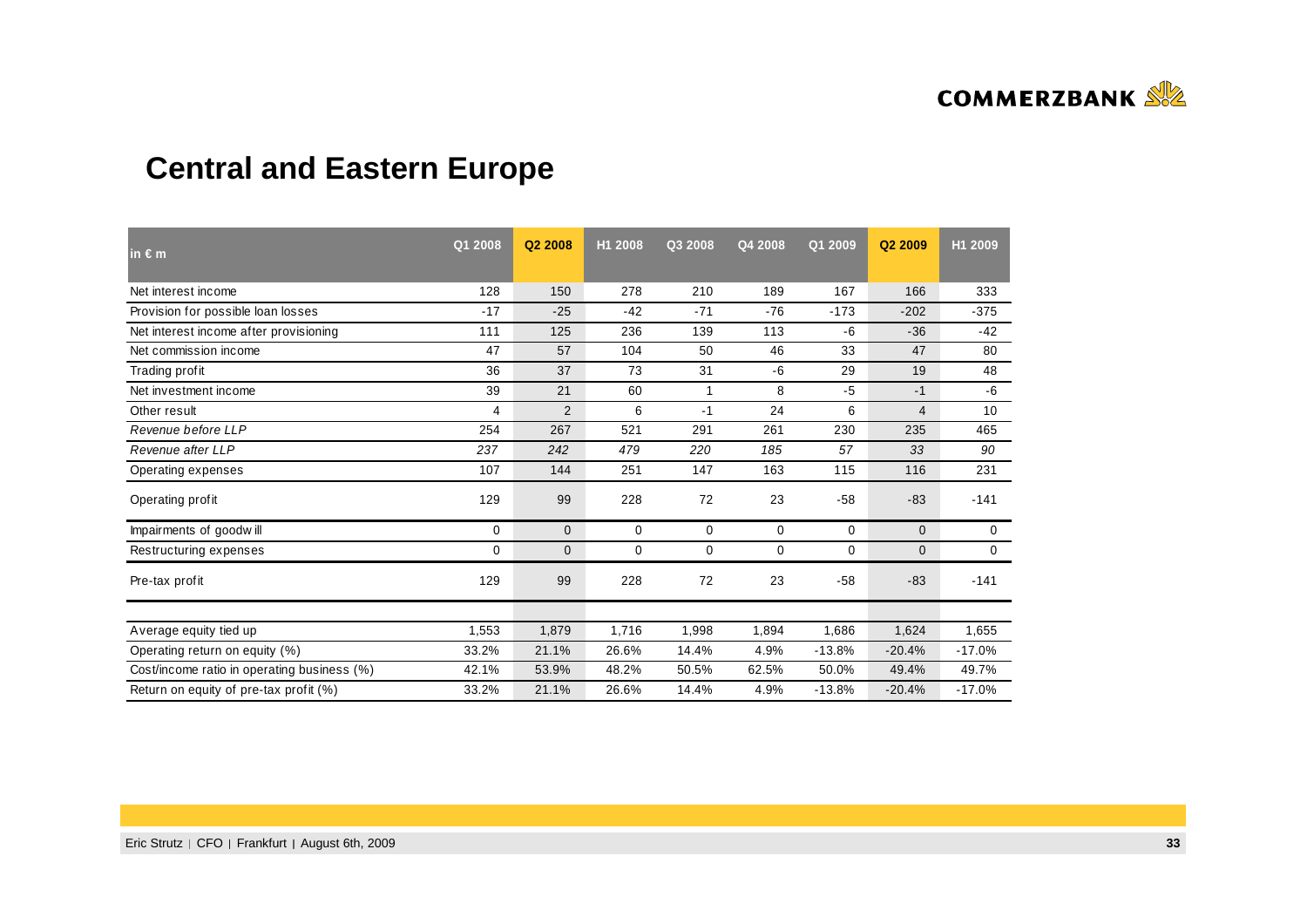# Central and Eastern Europe

| in € m | Q1 2008 | Q2 2008 | H1 2008 | Q3 2008 | Q4 2008 | Q1 2009 | Q2 2009 | H1 2009 |
|---|---|---|---|---|---|---|---|---|
| Net interest income | 128 | 150 | 278 | 210 | 189 | 167 | 166 | 333 |
| Provision for possible loan losses | -17 | -25 | -42 | -71 | -76 | -173 | -202 | -375 |
| Net interest income after provisioning | 111 | 125 | 236 | 139 | 113 | -6 | -36 | -42 |
| Net commission income | 47 | 57 | 104 | 50 | 46 | 33 | 47 | 80 |
| Trading profit | 36 | 37 | 73 | 31 | -6 | 29 | 19 | 48 |
| Net investment income | 39 | 21 | 60 | 1 | 8 | -5 | -1 | -6 |
| Other result | 4 | 2 | 6 | -1 | 24 | 6 | 4 | 10 |
| *Revenue before LLP* | 254 | 267 | 521 | 291 | 261 | 230 | 235 | 465 |
| *Revenue after LLP* | *237* | *242* | *479* | *220* | *185* | *57* | *33* | *90* |
| Operating expenses | 107 | 144 | 251 | 147 | 163 | 115 | 116 | 231 |
| Operating profit | 129 | 99 | 228 | 72 | 23 | -58 | -83 | -141 |
| Impairments of goodwill | 0 | 0 | 0 | 0 | 0 | 0 | 0 | 0 |
| Restructuring expenses | 0 | 0 | 0 | 0 | 0 | 0 | 0 | 0 |
| Pre-tax profit | 129 | 99 | 228 | 72 | 23 | -58 | -83 | -141 |
| Average equity tied up | 1,553 | 1,879 | 1,716 | 1,998 | 1,894 | 1,686 | 1,624 | 1,655 |
| Operating return on equity (%) | 33.2% | 21.1% | 26.6% | 14.4% | 4.9% | -13.8% | -20.4% | -17.0% |
| Cost/income ratio in operating business (%) | 42.1% | 53.9% | 48.2% | 50.5% | 62.5% | 50.0% | 49.4% | 49.7% |
| Return on equity of pre-tax profit (%) | 33.2% | 21.1% | 26.6% | 14.4% | 4.9% | -13.8% | -20.4% | -17.0% |

Eric Strutz | CFO | Frankfurt | August 6th, 2009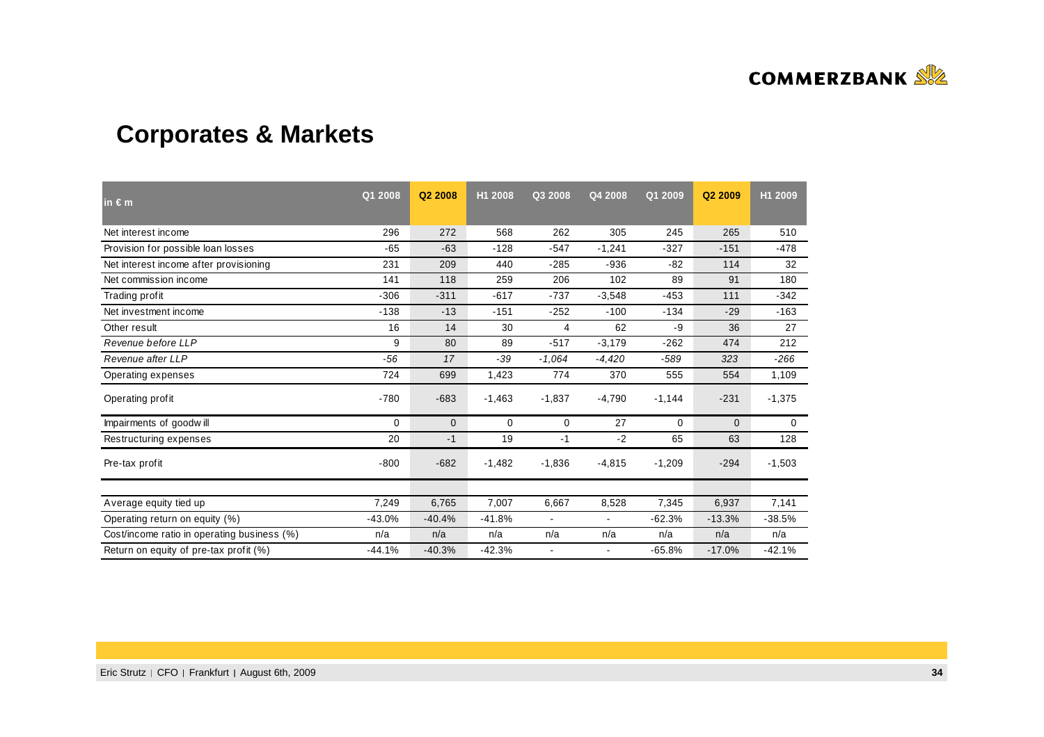# Corporates & Markets

| in € m | Q1 2008 | Q2 2008 | H1 2008 | Q3 2008 | Q4 2008 | Q1 2009 | Q2 2009 | H1 2009 |
|---|---|---|---|---|---|---|---|---|
| Net interest income | 296 | 272 | 568 | 262 | 305 | 245 | 265 | 510 |
| Provision for possible loan losses | -65 | -63 | -128 | -547 | -1,241 | -327 | -151 | -478 |
| Net interest income after provisioning | 231 | 209 | 440 | -285 | -936 | -82 | 114 | 32 |
| Net commission income | 141 | 118 | 259 | 206 | 102 | 89 | 91 | 180 |
| Trading profit | -306 | -311 | -617 | -737 | -3,548 | -453 | 111 | -342 |
| Net investment income | -138 | -13 | -151 | -252 | -100 | -134 | -29 | -163 |
| Other result | 16 | 14 | 30 | 4 | 62 | -9 | 36 | 27 |
| *Revenue before LLP* | 9 | 80 | 89 | -517 | -3,179 | -262 | 474 | 212 |
| *Revenue after LLP* | *-56* | *17* | *-39* | *-1,064* | *-4,420* | *-589* | *323* | *-266* |
| Operating expenses | 724 | 699 | 1,423 | 774 | 370 | 555 | 554 | 1,109 |
| Operating profit | -780 | -683 | -1,463 | -1,837 | -4,790 | -1,144 | -231 | -1,375 |
| Impairments of goodwill | 0 | 0 | 0 | 0 | 27 | 0 | 0 | 0 |
| Restructuring expenses | 20 | -1 | 19 | -1 | -2 | 65 | 63 | 128 |
| Pre-tax profit | -800 | -682 | -1,482 | -1,836 | -4,815 | -1,209 | -294 | -1,503 |
| | | | | | | | | |
| Average equity tied up | 7,249 | 6,765 | 7,007 | 6,667 | 8,528 | 7,345 | 6,937 | 7,141 |
| Operating return on equity (%) | -43.0% | -40.4% | -41.8% | - | - | -62.3% | -13.3% | -38.5% |
| Cost/income ratio in operating business (%) | n/a | n/a | n/a | n/a | n/a | n/a | n/a | n/a |
| Return on equity of pre-tax profit (%) | -44.1% | -40.3% | -42.3% | - | - | -65.8% | -17.0% | -42.1% |

Eric Strutz | CFO | Frankfurt | August 6th, 2009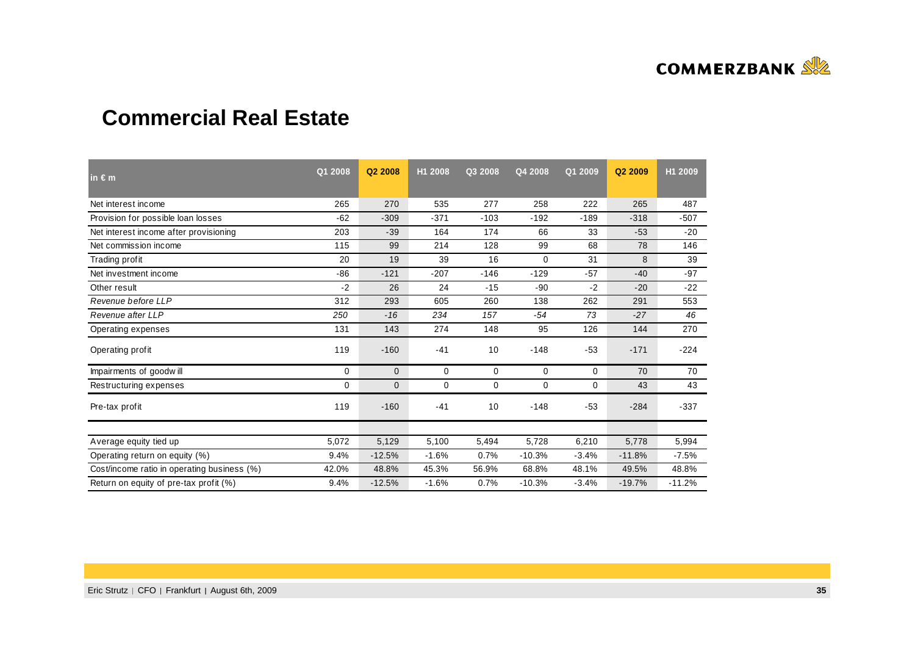# Commercial Real Estate

| in € m | Q1 2008 | Q2 2008 | H1 2008 | Q3 2008 | Q4 2008 | Q1 2009 | Q2 2009 | H1 2009 |
|---|---|---|---|---|---|---|---|---|
| Net interest income | 265 | 270 | 535 | 277 | 258 | 222 | 265 | 487 |
| Provision for possible loan losses | -62 | -309 | -371 | -103 | -192 | -189 | -318 | -507 |
| Net interest income after provisioning | 203 | -39 | 164 | 174 | 66 | 33 | -53 | -20 |
| Net commission income | 115 | 99 | 214 | 128 | 99 | 68 | 78 | 146 |
| Trading profit | 20 | 19 | 39 | 16 | 0 | 31 | 8 | 39 |
| Net investment income | -86 | -121 | -207 | -146 | -129 | -57 | -40 | -97 |
| Other result | -2 | 26 | 24 | -15 | -90 | -2 | -20 | -22 |
| *Revenue before LLP* | 312 | 293 | 605 | 260 | 138 | 262 | 291 | 553 |
| *Revenue after LLP* | *250* | *-16* | *234* | *157* | *-54* | *73* | *-27* | *46* |
| Operating expenses | 131 | 143 | 274 | 148 | 95 | 126 | 144 | 270 |
| Operating profit | 119 | -160 | -41 | 10 | -148 | -53 | -171 | -224 |
| Impairments of goodwill | 0 | 0 | 0 | 0 | 0 | 0 | 70 | 70 |
| Restructuring expenses | 0 | 0 | 0 | 0 | 0 | 0 | 43 | 43 |
| Pre-tax profit | 119 | -160 | -41 | 10 | -148 | -53 | -284 | -337 |
| | | | | | | | | |
| Average equity tied up | 5,072 | 5,129 | 5,100 | 5,494 | 5,728 | 6,210 | 5,778 | 5,994 |
| Operating return on equity (%) | 9.4% | -12.5% | -1.6% | 0.7% | -10.3% | -3.4% | -11.8% | -7.5% |
| Cost/income ratio in operating business (%) | 42.0% | 48.8% | 45.3% | 56.9% | 68.8% | 48.1% | 49.5% | 48.8% |
| Return on equity of pre-tax profit (%) | 9.4% | -12.5% | -1.6% | 0.7% | -10.3% | -3.4% | -19.7% | -11.2% |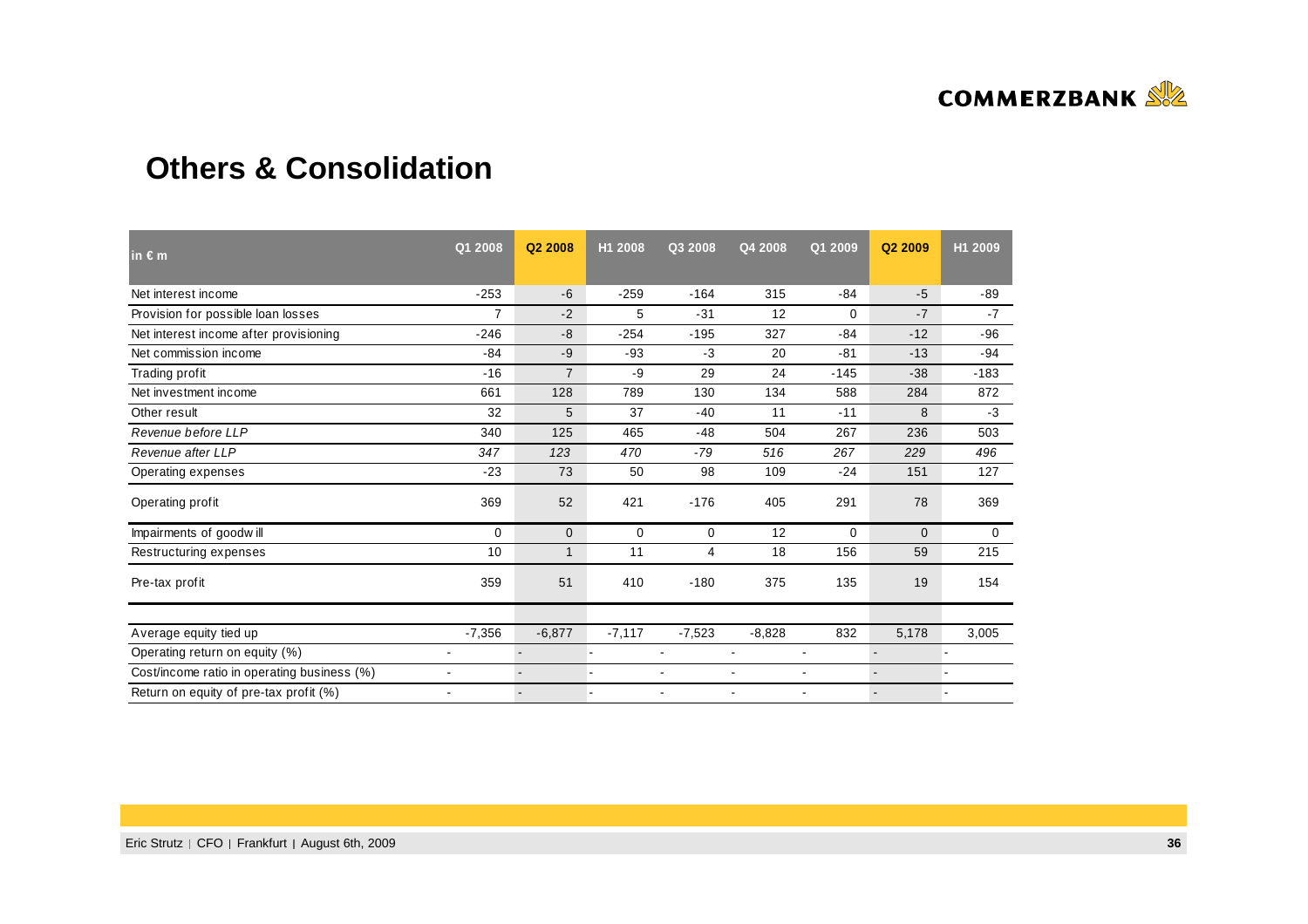# Others & Consolidation

| in € m | Q1 2008 | Q2 2008 | H1 2008 | Q3 2008 | Q4 2008 | Q1 2009 | Q2 2009 | H1 2009 |
|---|---|---|---|---|---|---|---|---|
| Net interest income | -253 | -6 | -259 | -164 | 315 | -84 | -5 | -89 |
| Provision for possible loan losses | 7 | -2 | 5 | -31 | 12 | 0 | -7 | -7 |
| Net interest income after provisioning | -246 | -8 | -254 | -195 | 327 | -84 | -12 | -96 |
| Net commission income | -84 | -9 | -93 | -3 | 20 | -81 | -13 | -94 |
| Trading profit | -16 | 7 | -9 | 29 | 24 | -145 | -38 | -183 |
| Net investment income | 661 | 128 | 789 | 130 | 134 | 588 | 284 | 872 |
| Other result | 32 | 5 | 37 | -40 | 11 | -11 | 8 | -3 |
| *Revenue before LLP* | 340 | 125 | 465 | -48 | 504 | 267 | 236 | 503 |
| *Revenue after LLP* | *347* | *123* | *470* | *-79* | *516* | *267* | *229* | *496* |
| Operating expenses | -23 | 73 | 50 | 98 | 109 | -24 | 151 | 127 |
| Operating profit | 369 | 52 | 421 | -176 | 405 | 291 | 78 | 369 |
| Impairments of goodwill | 0 | 0 | 0 | 0 | 12 | 0 | 0 | 0 |
| Restructuring expenses | 10 | 1 | 11 | 4 | 18 | 156 | 59 | 215 |
| Pre-tax profit | 359 | 51 | 410 | -180 | 375 | 135 | 19 | 154 |
| | | | | | | | | |
| Average equity tied up | -7,356 | -6,877 | -7,117 | -7,523 | -8,828 | 832 | 5,178 | 3,005 |
| Operating return on equity (%) | - | - | - | - | - | - | - | - |
| Cost/income ratio in operating business (%) | - | - | - | - | - | - | - | - |
| Return on equity of pre-tax profit (%) | - | - | - | - | - | - | - | - |

Eric Strutz | CFO | Frankfurt | August 6th, 2009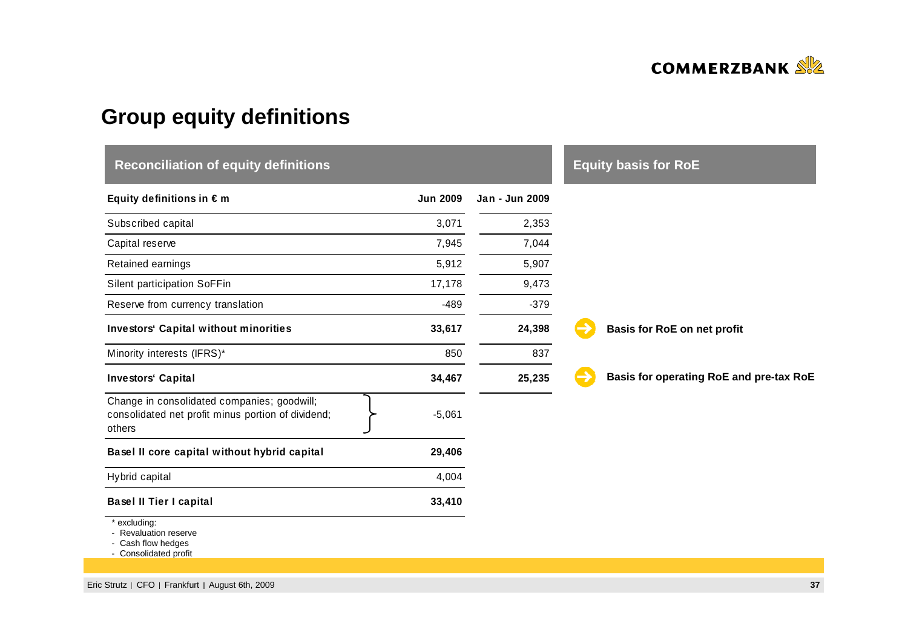# Group equity definitions

## Reconciliation of equity definitions

| Equity definitions in € m | Jun 2009 | Jan - Jun 2009 | Equity basis for RoE |
|---|---|---|---|
| Subscribed capital | 3,071 | 2,353 | |
| Capital reserve | 7,945 | 7,044 | |
| Retained earnings | 5,912 | 5,907 | |
| Silent participation SoFFin | 17,178 | 9,473 | |
| Reserve from currency translation | -489 | -379 | |
| **Investors' Capital without minorities** | **33,617** | **24,398** | **Basis for RoE on net profit** |
| Minority interests (IFRS)* | 850 | 837 | |
| **Investors' Capital** | **34,467** | **25,235** | **Basis for operating RoE and pre-tax RoE** |
| Change in consolidated companies; goodwill; consolidated net profit minus portion of dividend; others | -5,061 | | |
| **Basel II core capital without hybrid capital** | **29,406** | | |
| Hybrid capital | 4,004 | | |
| **Basel II Tier I capital** | **33,410** | | |

\* excluding:
- Revaluation reserve
- Cash flow hedges
- Consolidated profit

Eric Strutz | CFO | Frankfurt | August 6th, 2009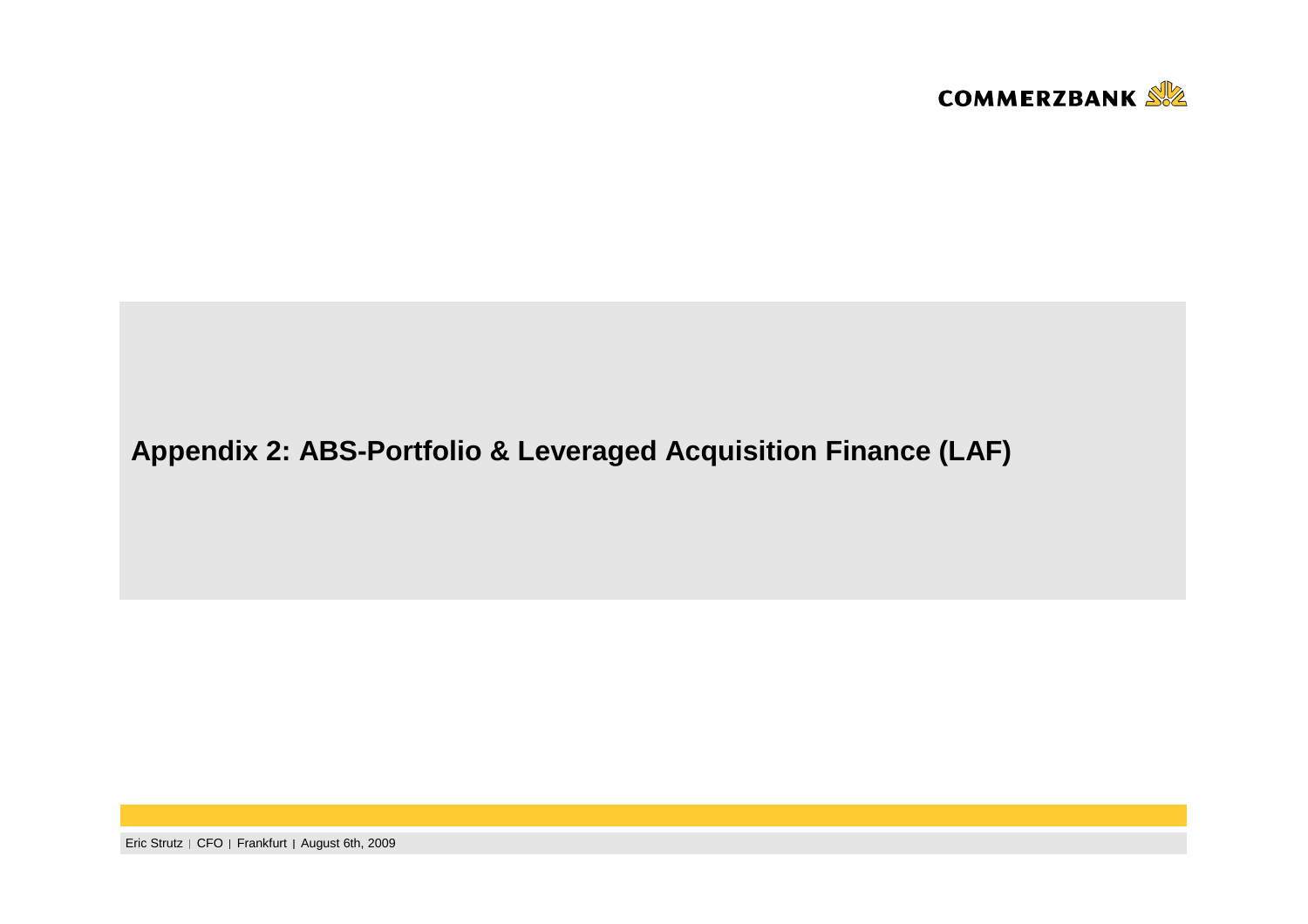# Appendix 2: ABS-Portfolio & Leveraged Acquisition Finance (LAF)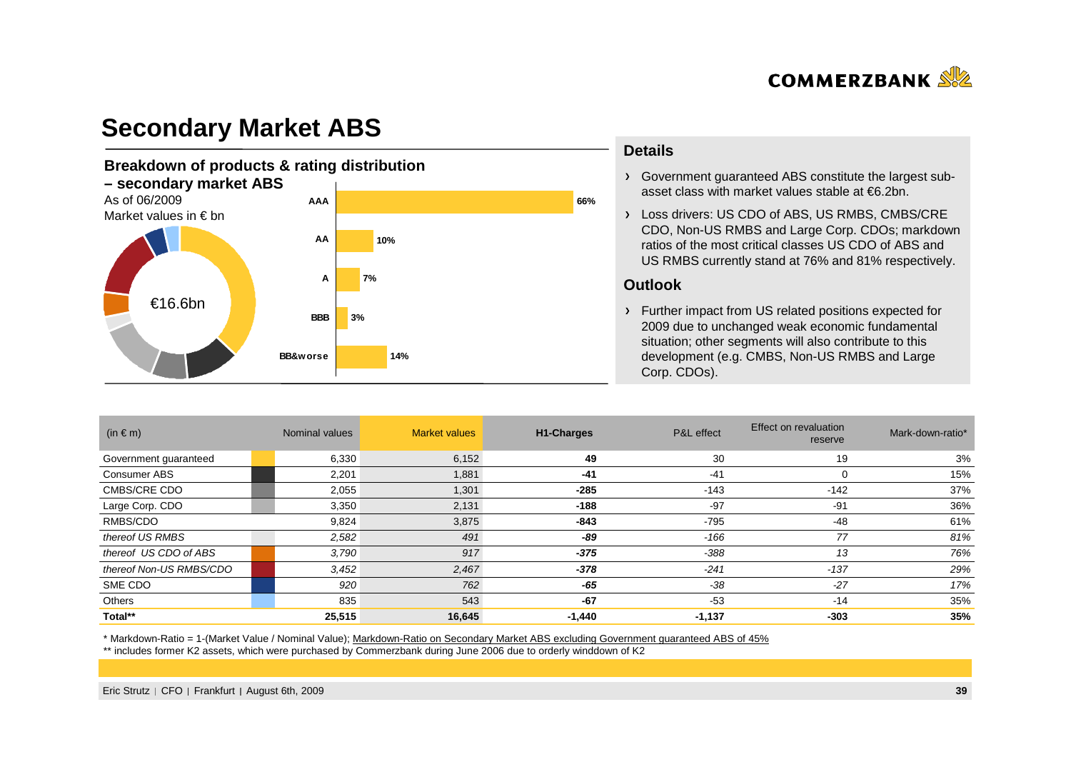# Secondary Market ABS

## Breakdown of products & rating distribution – secondary market ABS

As of 06/2009
Market values in € bn

€16.6bn

| Rating | Share |
|---|---|
| AAA | 66% |
| AA | 10% |
| A | 7% |
| BBB | 3% |
| BB&worse | 14% |

## Details

- Government guaranteed ABS constitute the largest sub-asset class with market values stable at €6.2bn.
- Loss drivers: US CDO of ABS, US RMBS, CMBS/CRE CDO, Non-US RMBS and Large Corp. CDOs; markdown ratios of the most critical classes US CDO of ABS and US RMBS currently stand at 76% and 81% respectively.

## Outlook

- Further impact from US related positions expected for 2009 due to unchanged weak economic fundamental situation; other segments will also contribute to this development (e.g. CMBS, Non-US RMBS and Large Corp. CDOs).

| (in € m) | Nominal values | Market values | H1-Charges | P&L effect | Effect on revaluation reserve | Mark-down-ratio* |
|---|---|---|---|---|---|---|
| Government guaranteed | 6,330 | 6,152 | **49** | 30 | 19 | 3% |
| Consumer ABS | 2,201 | 1,881 | **-41** | -41 | 0 | 15% |
| CMBS/CRE CDO | 2,055 | 1,301 | **-285** | -143 | -142 | 37% |
| Large Corp. CDO | 3,350 | 2,131 | **-188** | -97 | -91 | 36% |
| RMBS/CDO | 9,824 | 3,875 | **-843** | -795 | -48 | 61% |
| *thereof US RMBS* | *2,582* | *491* | ***-89*** | *-166* | *77* | *81%* |
| *thereof US CDO of ABS* | *3,790* | *917* | ***-375*** | *-388* | *13* | *76%* |
| *thereof Non-US RMBS/CDO* | *3,452* | *2,467* | ***-378*** | *-241* | *-137* | *29%* |
| SME CDO | *920* | *762* | ***-65*** | *-38* | *-27* | *17%* |
| Others | 835 | 543 | **-67** | -53 | -14 | 35% |
| **Total**** | **25,515** | **16,645** | **-1,440** | **-1,137** | **-303** | **35%** |

\* Markdown-Ratio = 1-(Market Value / Nominal Value); Markdown-Ratio on Secondary Market ABS excluding Government guaranteed ABS of 45%

** includes former K2 assets, which were purchased by Commerzbank during June 2006 due to orderly winddown of K2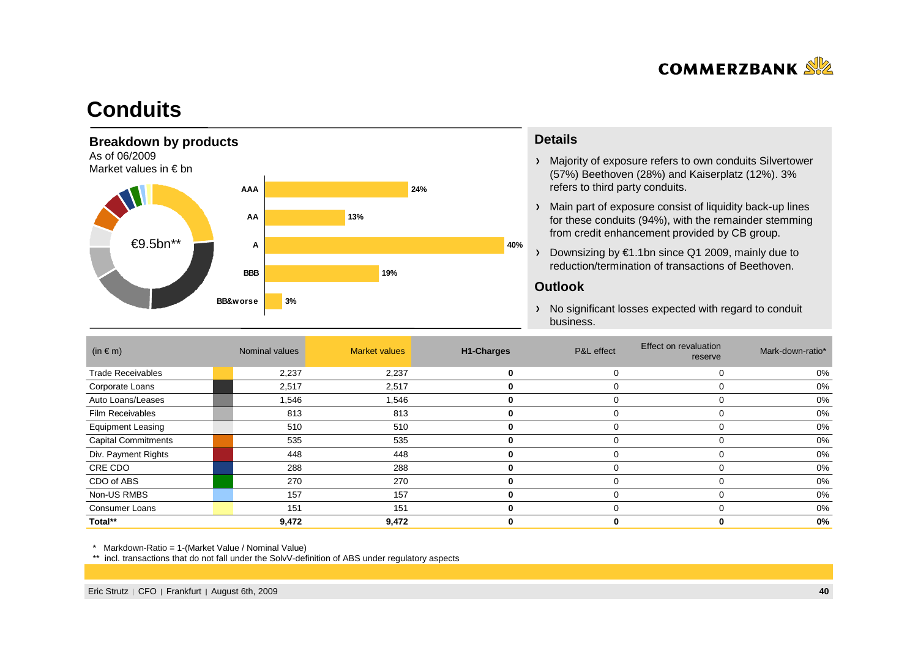# Conduits

## Breakdown by products

As of 06/2009
Market values in € bn

€9.5bn**

| Rating | Share |
|---|---|
| AAA | 24% |
| AA | 13% |
| A | 40% |
| BBB | 19% |
| BB&worse | 3% |

## Details

- Majority of exposure refers to own conduits Silvertower (57%) Beethoven (28%) and Kaiserplatz (12%). 3% refers to third party conduits.
- Main part of exposure consist of liquidity back-up lines for these conduits (94%), with the remainder stemming from credit enhancement provided by CB group.
- Downsizing by €1.1bn since Q1 2009, mainly due to reduction/termination of transactions of Beethoven.

## Outlook

- No significant losses expected with regard to conduit business.

| (in € m) | Nominal values | Market values | H1-Charges | P&L effect | Effect on revaluation reserve | Mark-down-ratio* |
|---|---|---|---|---|---|---|
| Trade Receivables | 2,237 | 2,237 | **0** | 0 | 0 | 0% |
| Corporate Loans | 2,517 | 2,517 | **0** | 0 | 0 | 0% |
| Auto Loans/Leases | 1,546 | 1,546 | **0** | 0 | 0 | 0% |
| Film Receivables | 813 | 813 | **0** | 0 | 0 | 0% |
| Equipment Leasing | 510 | 510 | **0** | 0 | 0 | 0% |
| Capital Commitments | 535 | 535 | **0** | 0 | 0 | 0% |
| Div. Payment Rights | 448 | 448 | **0** | 0 | 0 | 0% |
| CRE CDO | 288 | 288 | **0** | 0 | 0 | 0% |
| CDO of ABS | 270 | 270 | **0** | 0 | 0 | 0% |
| Non-US RMBS | 157 | 157 | **0** | 0 | 0 | 0% |
| Consumer Loans | 151 | 151 | **0** | 0 | 0 | 0% |
| **Total**** | **9,472** | **9,472** | **0** | **0** | **0** | **0%** |

\* Markdown-Ratio = 1-(Market Value / Nominal Value)

** incl. transactions that do not fall under the SolvV-definition of ABS under regulatory aspects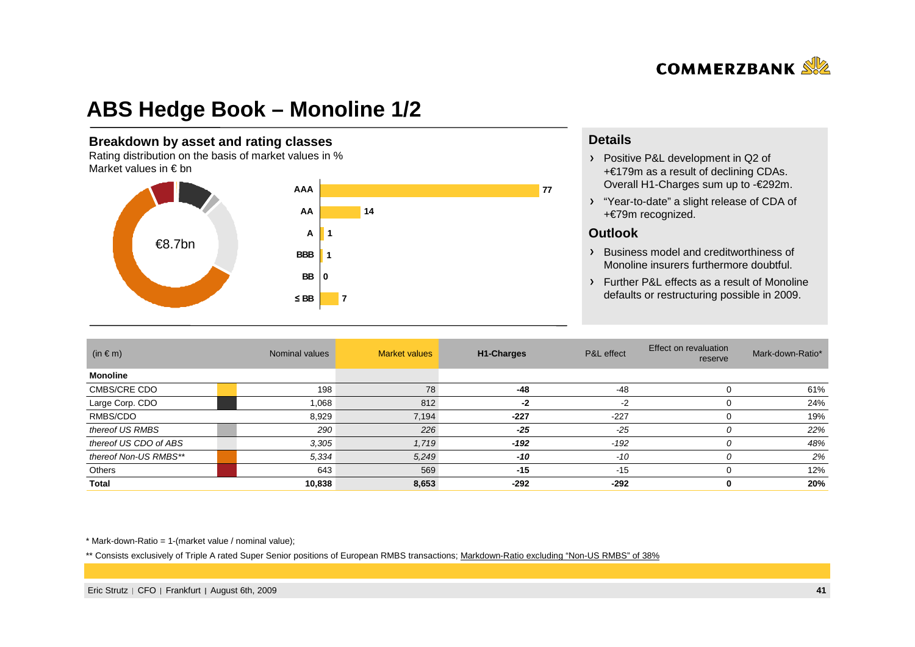# ABS Hedge Book – Monoline 1/2

## Breakdown by asset and rating classes

Rating distribution on the basis of market values in %
Market values in € bn

€8.7bn

| Rating | % |
|---|---|
| AAA | 77 |
| AA | 14 |
| A | 1 |
| BBB | 1 |
| BB | 0 |
| ≤ BB | 7 |

## Details

- Positive P&L development in Q2 of +€179m as a result of declining CDAs. Overall H1-Charges sum up to -€292m.
- "Year-to-date" a slight release of CDA of +€79m recognized.

## Outlook

- Business model and creditworthiness of Monoline insurers furthermore doubtful.
- Further P&L effects as a result of Monoline defaults or restructuring possible in 2009.

| (in € m) | Nominal values | Market values | H1-Charges | P&L effect | Effect on revaluation reserve | Mark-down-Ratio* |
|---|---|---|---|---|---|---|
| **Monoline** | | | | | | |
| CMBS/CRE CDO | 198 | 78 | **-48** | -48 | 0 | 61% |
| Large Corp. CDO | 1,068 | 812 | **-2** | -2 | 0 | 24% |
| RMBS/CDO | 8,929 | 7,194 | **-227** | -227 | 0 | 19% |
| *thereof US RMBS* | *290* | *226* | ***-25*** | *-25* | *0* | *22%* |
| *thereof US CDO of ABS* | *3,305* | *1,719* | ***-192*** | *-192* | *0* | *48%* |
| *thereof Non-US RMBS*** | *5,334* | *5,249* | ***-10*** | *-10* | *0* | *2%* |
| Others | 643 | 569 | **-15** | -15 | 0 | 12% |
| **Total** | **10,838** | **8,653** | **-292** | **-292** | **0** | **20%** |

\* Mark-down-Ratio = 1-(market value / nominal value);

** Consists exclusively of Triple A rated Super Senior positions of European RMBS transactions; Markdown-Ratio excluding "Non-US RMBS" of 38%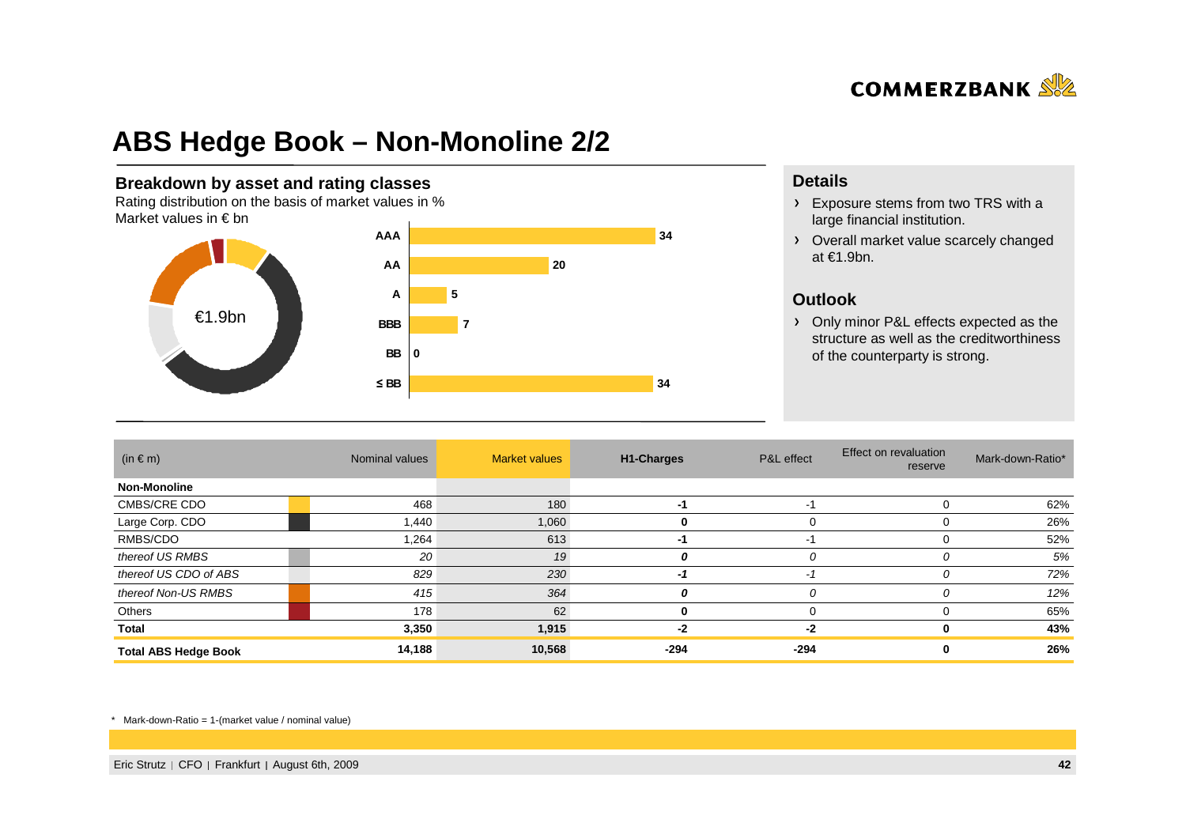# ABS Hedge Book – Non-Monoline 2/2

## Breakdown by asset and rating classes

Rating distribution on the basis of market values in %
Market values in € bn

€1.9bn

| Rating | % |
|---|---|
| AAA | 34 |
| AA | 20 |
| A | 5 |
| BBB | 7 |
| BB | 0 |
| ≤ BB | 34 |

## Details

- Exposure stems from two TRS with a large financial institution.
- Overall market value scarcely changed at €1.9bn.

## Outlook

- Only minor P&L effects expected as the structure as well as the creditworthiness of the counterparty is strong.

| (in € m) | Nominal values | Market values | H1-Charges | P&L effect | Effect on revaluation reserve | Mark-down-Ratio* |
|---|---|---|---|---|---|---|
| **Non-Monoline** | | | | | | |
| CMBS/CRE CDO | 468 | 180 | -1 | -1 | 0 | 62% |
| Large Corp. CDO | 1,440 | 1,060 | 0 | 0 | 0 | 26% |
| RMBS/CDO | 1,264 | 613 | -1 | -1 | 0 | 52% |
| *thereof US RMBS* | *20* | *19* | *0* | *0* | *0* | *5%* |
| *thereof US CDO of ABS* | *829* | *230* | *-1* | *-1* | *0* | *72%* |
| *thereof Non-US RMBS* | *415* | *364* | *0* | *0* | *0* | *12%* |
| Others | 178 | 62 | 0 | 0 | 0 | 65% |
| **Total** | **3,350** | **1,915** | **-2** | **-2** | **0** | **43%** |
| **Total ABS Hedge Book** | **14,188** | **10,568** | **-294** | **-294** | **0** | **26%** |

\* Mark-down-Ratio = 1-(market value / nominal value)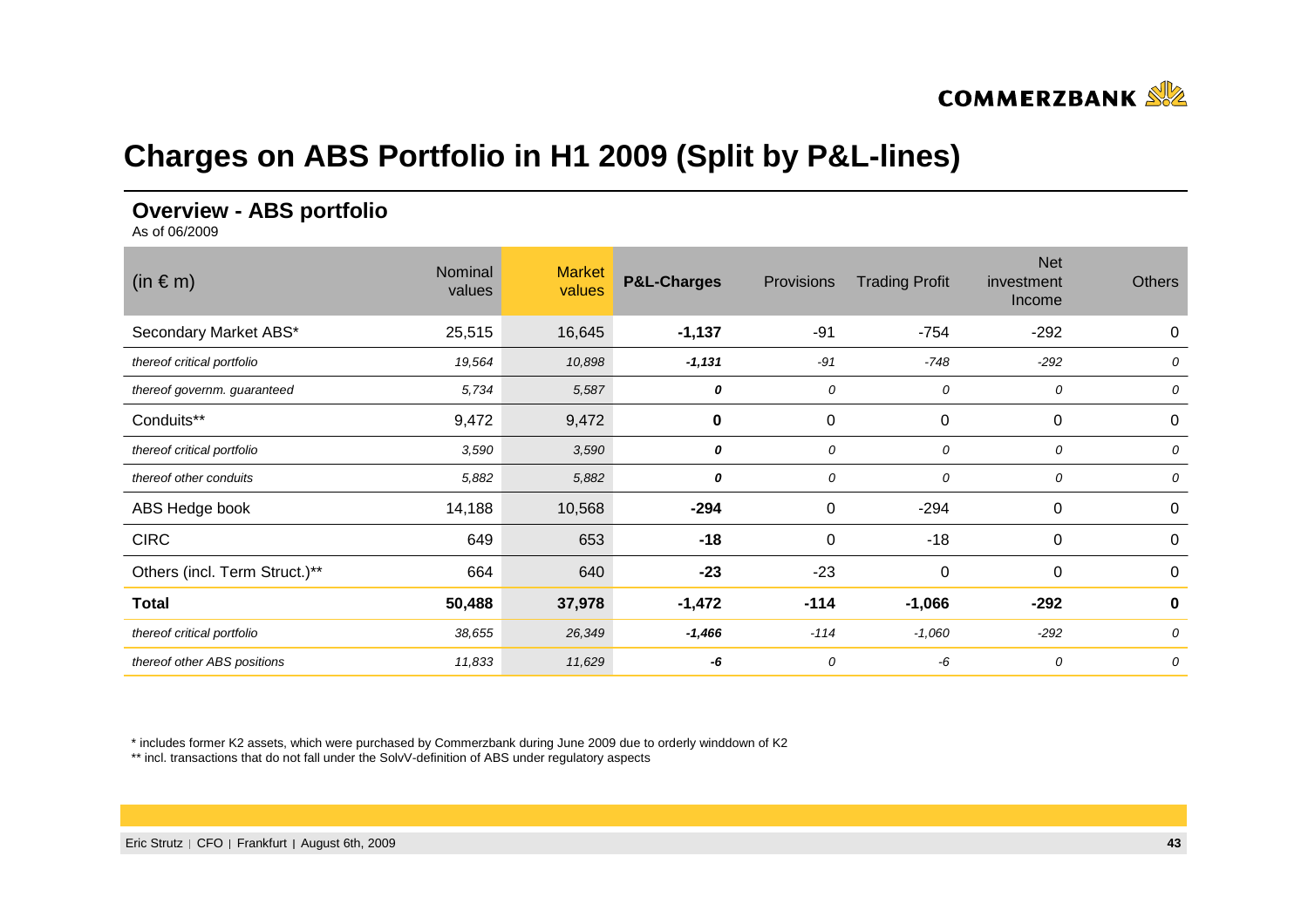# Charges on ABS Portfolio in H1 2009 (Split by P&L-lines)

## Overview - ABS portfolio

As of 06/2009

| (in € m) | Nominal values | Market values | P&L-Charges | Provisions | Trading Profit | Net investment Income | Others |
|---|---|---|---|---|---|---|---|
| Secondary Market ABS* | 25,515 | 16,645 | **-1,137** | -91 | -754 | -292 | 0 |
| *thereof critical portfolio* | *19,564* | *10,898* | ***-1,131*** | *-91* | *-748* | *-292* | *0* |
| *thereof governm. guaranteed* | *5,734* | *5,587* | ***0*** | *0* | *0* | *0* | *0* |
| Conduits** | 9,472 | 9,472 | **0** | 0 | 0 | 0 | 0 |
| *thereof critical portfolio* | *3,590* | *3,590* | ***0*** | *0* | *0* | *0* | *0* |
| *thereof other conduits* | *5,882* | *5,882* | ***0*** | *0* | *0* | *0* | *0* |
| ABS Hedge book | 14,188 | 10,568 | **-294** | 0 | -294 | 0 | 0 |
| CIRC | 649 | 653 | **-18** | 0 | -18 | 0 | 0 |
| Others (incl. Term Struct.)** | 664 | 640 | **-23** | -23 | 0 | 0 | 0 |
| **Total** | **50,488** | **37,978** | **-1,472** | **-114** | **-1,066** | **-292** | **0** |
| *thereof critical portfolio* | *38,655* | *26,349* | ***-1,466*** | *-114* | *-1,060* | *-292* | *0* |
| *thereof other ABS positions* | *11,833* | *11,629* | ***-6*** | *0* | *-6* | *0* | *0* |

\* includes former K2 assets, which were purchased by Commerzbank during June 2009 due to orderly winddown of K2

\** incl. transactions that do not fall under the SolvV-definition of ABS under regulatory aspects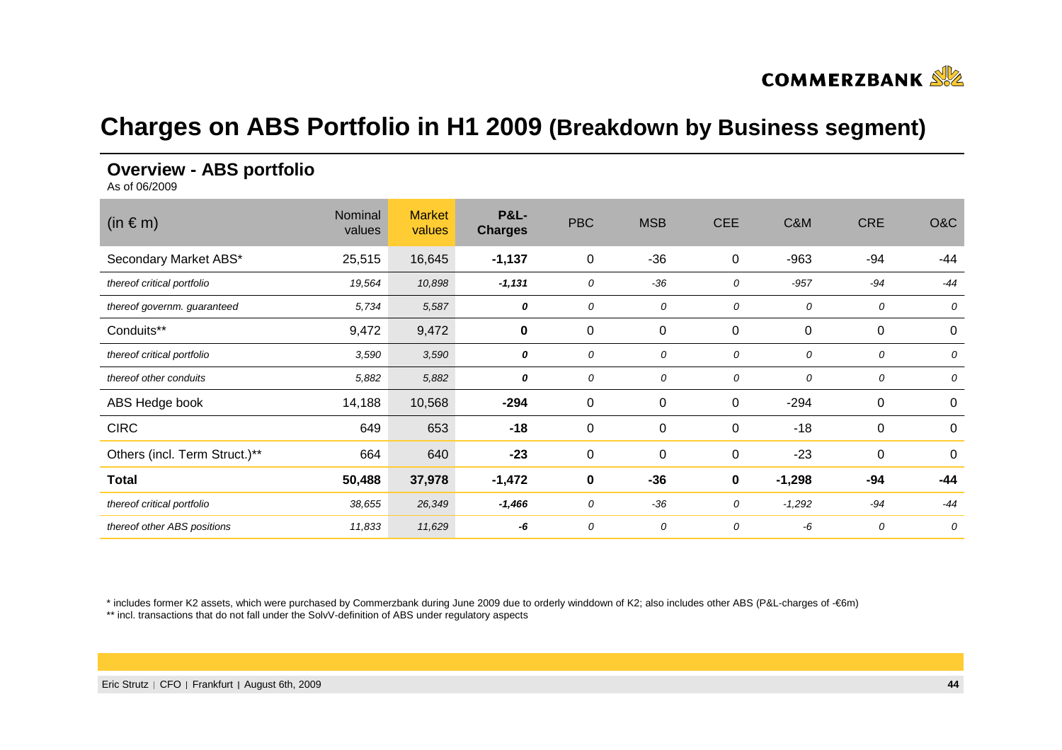# Charges on ABS Portfolio in H1 2009 (Breakdown by Business segment)

## Overview - ABS portfolio

As of 06/2009

| (in € m) | Nominal values | Market values | **P&L-Charges** | PBC | MSB | CEE | C&M | CRE | O&C |
|---|---|---|---|---|---|---|---|---|---|
| Secondary Market ABS* | 25,515 | 16,645 | **-1,137** | 0 | -36 | 0 | -963 | -94 | -44 |
| *thereof critical portfolio* | *19,564* | *10,898* | ***-1,131*** | *0* | *-36* | *0* | *-957* | *-94* | *-44* |
| *thereof governm. guaranteed* | *5,734* | *5,587* | ***0*** | *0* | *0* | *0* | *0* | *0* | *0* |
| Conduits** | 9,472 | 9,472 | **0** | 0 | 0 | 0 | 0 | 0 | 0 |
| *thereof critical portfolio* | *3,590* | *3,590* | ***0*** | *0* | *0* | *0* | *0* | *0* | *0* |
| *thereof other conduits* | *5,882* | *5,882* | ***0*** | *0* | *0* | *0* | *0* | *0* | *0* |
| ABS Hedge book | 14,188 | 10,568 | **-294** | 0 | 0 | 0 | -294 | 0 | 0 |
| CIRC | 649 | 653 | **-18** | 0 | 0 | 0 | -18 | 0 | 0 |
| Others (incl. Term Struct.)** | 664 | 640 | **-23** | 0 | 0 | 0 | -23 | 0 | 0 |
| **Total** | **50,488** | **37,978** | **-1,472** | **0** | **-36** | **0** | **-1,298** | **-94** | **-44** |
| *thereof critical portfolio* | *38,655* | *26,349* | ***-1,466*** | *0* | *-36* | *0* | *-1,292* | *-94* | *-44* |
| *thereof other ABS positions* | *11,833* | *11,629* | ***-6*** | *0* | *0* | *0* | *-6* | *0* | *0* |

* includes former K2 assets, which were purchased by Commerzbank during June 2009 due to orderly winddown of K2; also includes other ABS (P&L-charges of -€6m)

** incl. transactions that do not fall under the SolvV-definition of ABS under regulatory aspects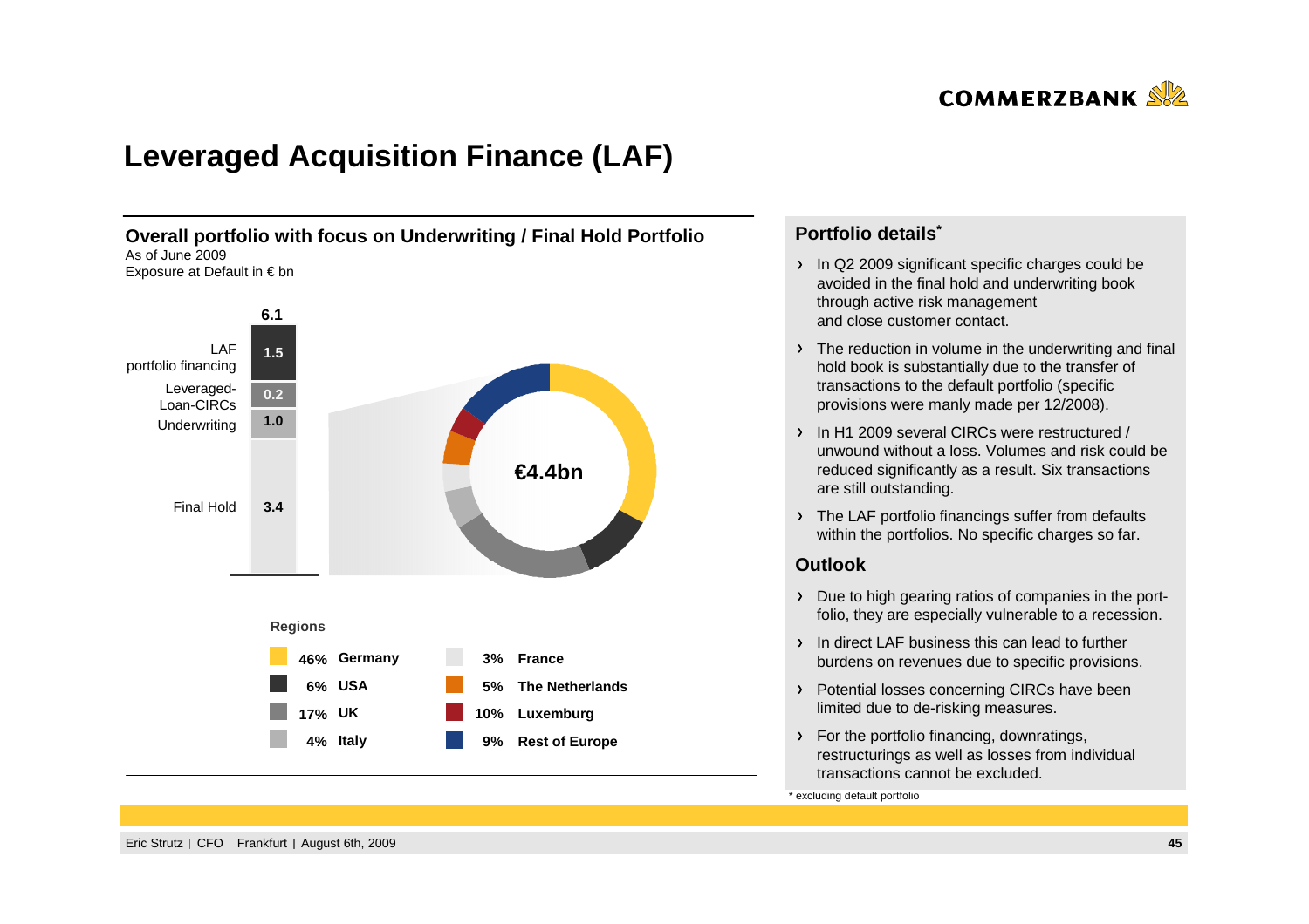# Leveraged Acquisition Finance (LAF)

## Overall portfolio with focus on Underwriting / Final Hold Portfolio

As of June 2009
Exposure at Default in € bn

| Segment | € bn |
|---|---|
| LAF portfolio financing | 1.5 |
| Leveraged-Loan-CIRCs | 0.2 |
| Underwriting | 1.0 |
| Final Hold | 3.4 |
| **Total** | **6.1** |

€4.4bn

**Regions**

| Share | Region |
|---|---|
| 46% | Germany |
| 6% | USA |
| 17% | UK |
| 4% | Italy |
| 3% | France |
| 5% | The Netherlands |
| 10% | Luxemburg |
| 9% | Rest of Europe |

## Portfolio details*

- In Q2 2009 significant specific charges could be avoided in the final hold and underwriting book through active risk management and close customer contact.
- The reduction in volume in the underwriting and final hold book is substantially due to the transfer of transactions to the default portfolio (specific provisions were manly made per 12/2008).
- In H1 2009 several CIRCs were restructured / unwound without a loss. Volumes and risk could be reduced significantly as a result. Six transactions are still outstanding.
- The LAF portfolio financings suffer from defaults within the portfolios. No specific charges so far.

## Outlook

- Due to high gearing ratios of companies in the portfolio, they are especially vulnerable to a recession.
- In direct LAF business this can lead to further burdens on revenues due to specific provisions.
- Potential losses concerning CIRCs have been limited due to de-risking measures.
- For the portfolio financing, downratings, restructurings as well as losses from individual transactions cannot be excluded.

\* excluding default portfolio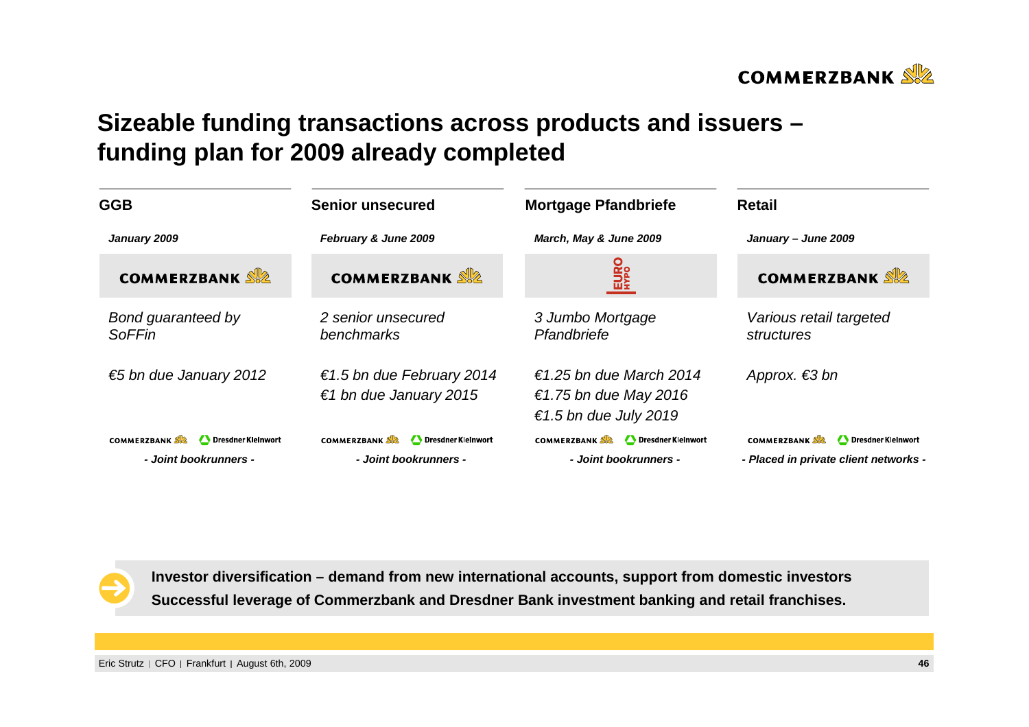# Sizeable funding transactions across products and issuers – funding plan for 2009 already completed

| GGB | Senior unsecured | Mortgage Pfandbriefe | Retail |
|---|---|---|---|
| ***January 2009*** | ***February & June 2009*** | ***March, May & June 2009*** | ***January – June 2009*** |
| COMMERZBANK | COMMERZBANK | EURO HYPO | COMMERZBANK |
| *Bond guaranteed by SoFFin* | *2 senior unsecured benchmarks* | *3 Jumbo Mortgage Pfandbriefe* | *Various retail targeted structures* |
| *€5 bn due January 2012* | *€1.5 bn due February 2014*<br>*€1 bn due January 2015* | *€1.25 bn due March 2014*<br>*€1.75 bn due May 2016*<br>*€1.5 bn due July 2019* | *Approx. €3 bn* |
| COMMERZBANK / Dresdner Kleinwort | COMMERZBANK / Dresdner Kleinwort | COMMERZBANK / Dresdner Kleinwort | COMMERZBANK / Dresdner Kleinwort |
| ***- Joint bookrunners -*** | ***- Joint bookrunners -*** | ***- Joint bookrunners -*** | ***- Placed in private client networks -*** |

**Investor diversification – demand from new international accounts, support from domestic investors**
**Successful leverage of Commerzbank and Dresdner Bank investment banking and retail franchises.**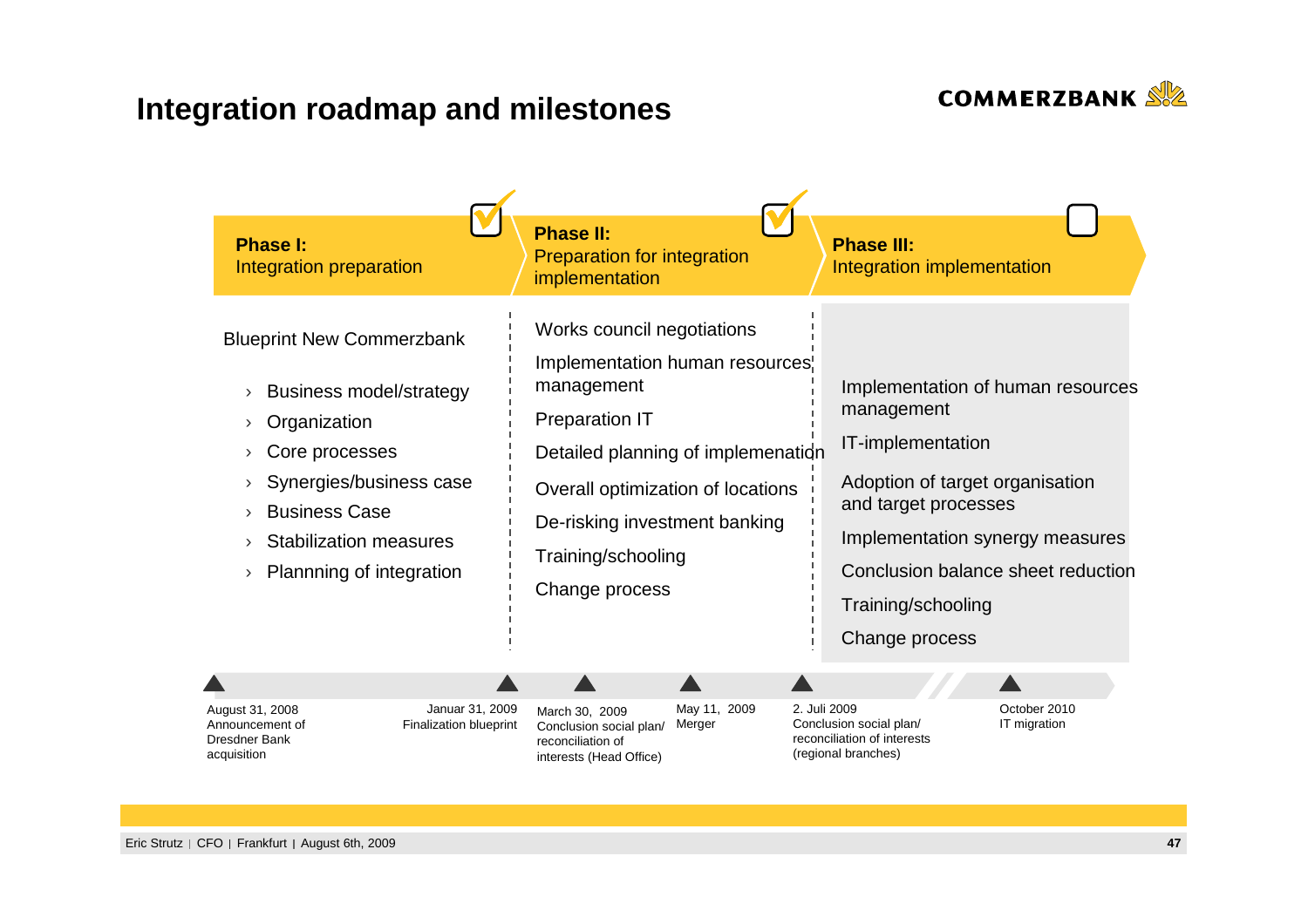# Integration roadmap and milestones

COMMERZBANK

## Phase I: Integration preparation ✓

Blueprint New Commerzbank

- Business model/strategy
- Organization
- Core processes
- Synergies/business case
- Business Case
- Stabilization measures
- Plannning of integration

## Phase II: Preparation for integration implementation ✓

- Works council negotiations
- Implementation human resources management
- Preparation IT
- Detailed planning of implemenation
- Overall optimization of locations
- De-risking investment banking
- Training/schooling
- Change process

## Phase III: Integration implementation

- Implementation of human resources management
- IT-implementation
- Adoption of target organisation and target processes
- Implementation synergy measures
- Conclusion balance sheet reduction
- Training/schooling
- Change process

## Milestones

- August 31, 2008 – Announcement of Dresdner Bank acquisition
- Januar 31, 2009 – Finalization blueprint
- March 30, 2009 – Conclusion social plan/ reconciliation of interests (Head Office)
- May 11, 2009 – Merger
- 2. Juli 2009 – Conclusion social plan/ reconciliation of interests (regional branches)
- October 2010 – IT migration

Eric Strutz | CFO | Frankfurt | August 6th, 2009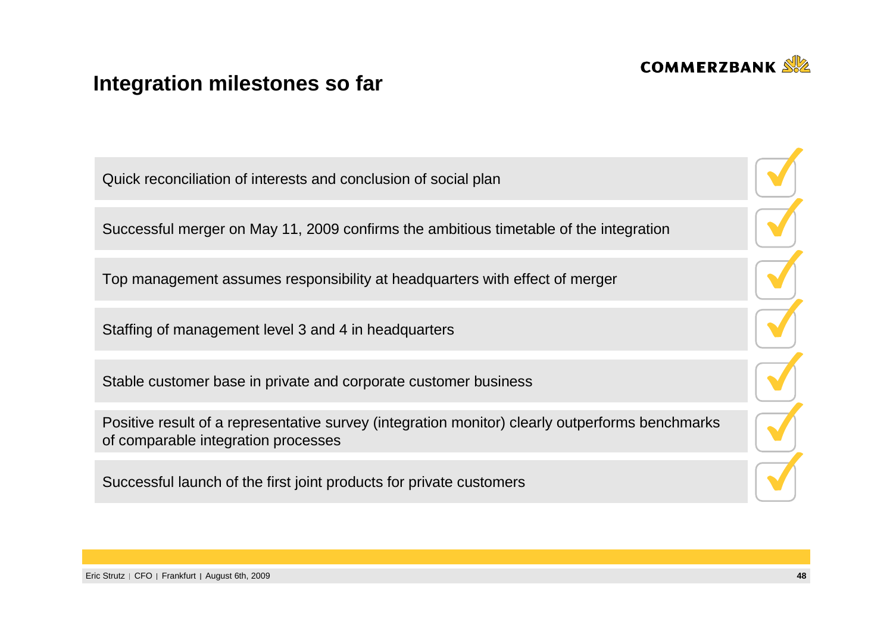## Integration milestones so far

- Quick reconciliation of interests and conclusion of social plan ✓
- Successful merger on May 11, 2009 confirms the ambitious timetable of the integration ✓
- Top management assumes responsibility at headquarters with effect of merger ✓
- Staffing of management level 3 and 4 in headquarters ✓
- Stable customer base in private and corporate customer business ✓
- Positive result of a representative survey (integration monitor) clearly outperforms benchmarks of comparable integration processes ✓
- Successful launch of the first joint products for private customers ✓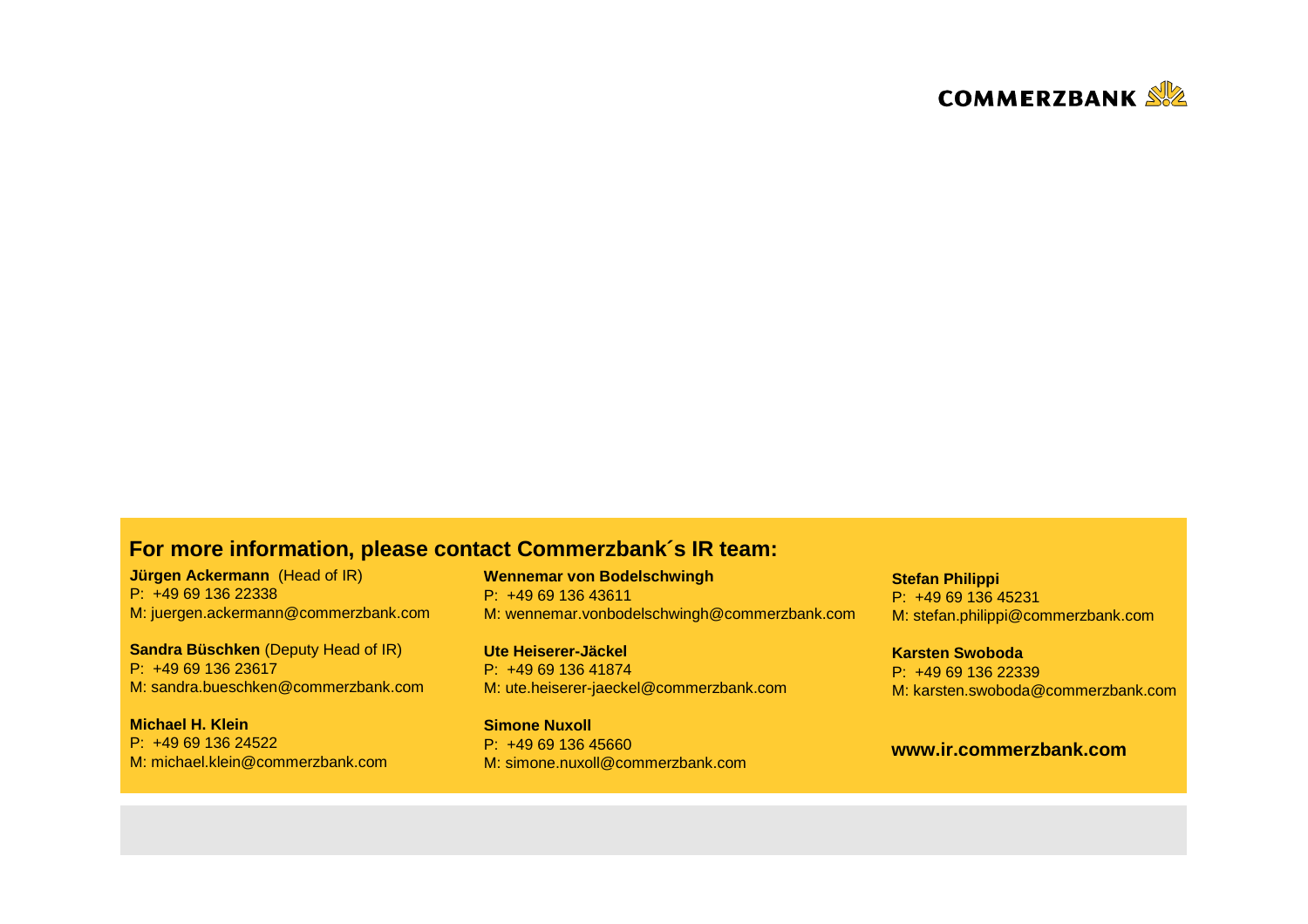## For more information, please contact Commerzbank´s IR team:

**Jürgen Ackermann** (Head of IR)
P: +49 69 136 22338
M: juergen.ackermann@commerzbank.com

**Sandra Büschken** (Deputy Head of IR)
P: +49 69 136 23617
M: sandra.bueschken@commerzbank.com

**Michael H. Klein**
P: +49 69 136 24522
M: michael.klein@commerzbank.com

**Wennemar von Bodelschwingh**
P: +49 69 136 43611
M: wennemar.vonbodelschwingh@commerzbank.com

**Ute Heiserer-Jäckel**
P: +49 69 136 41874
M: ute.heiserer-jaeckel@commerzbank.com

**Simone Nuxoll**
P: +49 69 136 45660
M: simone.nuxoll@commerzbank.com

**Stefan Philippi**
P: +49 69 136 45231
M: stefan.philippi@commerzbank.com

**Karsten Swoboda**
P: +49 69 136 22339
M: karsten.swoboda@commerzbank.com

**www.ir.commerzbank.com**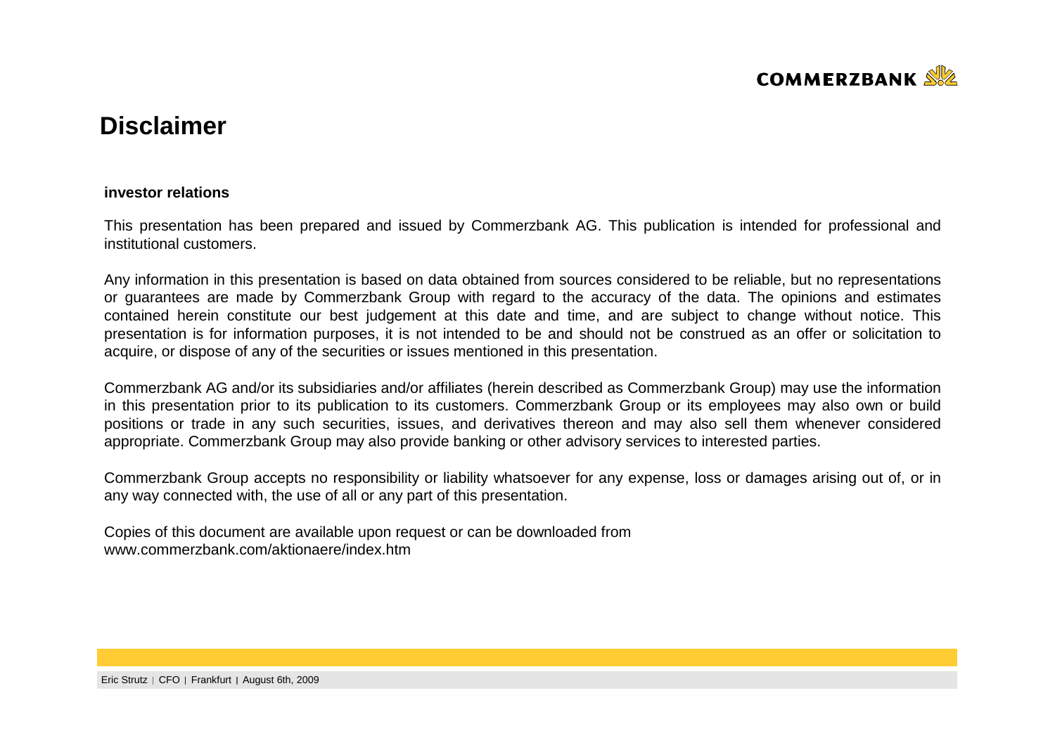# Disclaimer

**investor relations**

This presentation has been prepared and issued by Commerzbank AG. This publication is intended for professional and institutional customers.

Any information in this presentation is based on data obtained from sources considered to be reliable, but no representations or guarantees are made by Commerzbank Group with regard to the accuracy of the data. The opinions and estimates contained herein constitute our best judgement at this date and time, and are subject to change without notice. This presentation is for information purposes, it is not intended to be and should not be construed as an offer or solicitation to acquire, or dispose of any of the securities or issues mentioned in this presentation.

Commerzbank AG and/or its subsidiaries and/or affiliates (herein described as Commerzbank Group) may use the information in this presentation prior to its publication to its customers. Commerzbank Group or its employees may also own or build positions or trade in any such securities, issues, and derivatives thereon and may also sell them whenever considered appropriate. Commerzbank Group may also provide banking or other advisory services to interested parties.

Commerzbank Group accepts no responsibility or liability whatsoever for any expense, loss or damages arising out of, or in any way connected with, the use of all or any part of this presentation.

Copies of this document are available upon request or can be downloaded from
www.commerzbank.com/aktionaere/index.htm